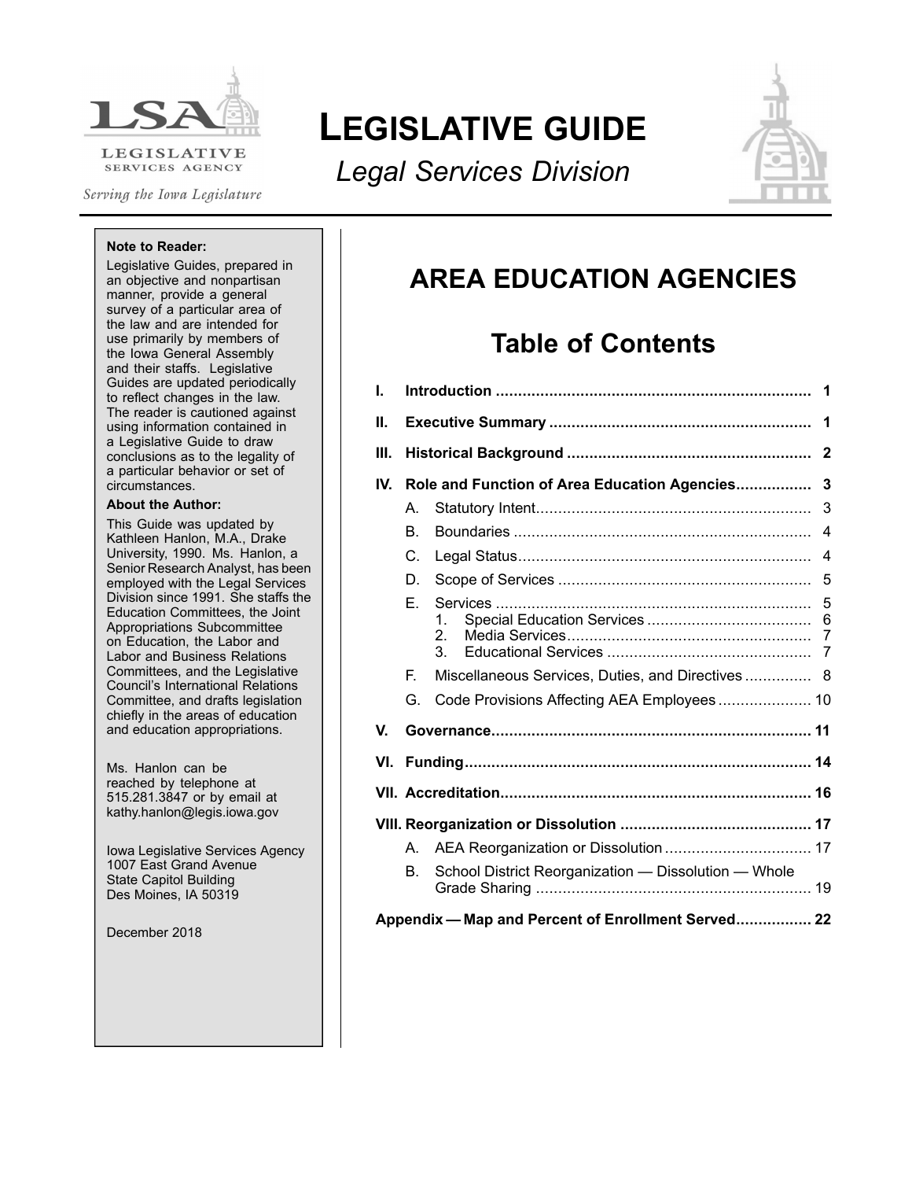LSA

LEGISLATIVE SERVICES AGENCY

*Serving the Iowa Legislature*

# LEGISLATIVE GUIDE

*Legal Services Division*

**Note to Reader:**

Legislative Guides, prepared in an objective and nonpartisan manner, provide a general survey of a particular area of the law and are intended for use primarily by members of the Iowa General Assembly and their staffs. Legislative Guides are updated periodically to reflect changes in the law. The reader is cautioned against using information contained in a Legislative Guide to draw conclusions as to the legality of a particular behavior or set of circumstances.

**About the Author:**

This Guide was updated by Kathleen Hanlon, M.A., Drake University, 1990. Ms. Hanlon, a Senior Research Analyst, has been employed with the Legal Services Division since 1991. She staffs the Education Committees, the Joint Appropriations Subcommittee on Education, the Labor and Business Relations Committees, and the Legislative Council's International Relations Committee, and drafts legislation chiefly in the areas of education and education appropriations.

Ms. Hanlon can be reached by telephone at 515.281.3847 or by email at kathy.hanlon@legis.iowa.gov

Iowa Legislative Services Agency
1007 East Grand Avenue
State Capitol Building
Des Moines, IA 50319

December 2018

## AREA EDUCATION AGENCIES

## Table of Contents

**I. Introduction** ........ 1

**II. Executive Summary** ........ 1

**III. Historical Background** ........ 2

**IV. Role and Function of Area Education Agencies** ........ 3

- A. Statutory Intent ........ 3
- B. Boundaries ........ 4
- C. Legal Status ........ 4
- D. Scope of Services ........ 5
- E. Services ........ 5
  1. Special Education Services ........ 6
  2. Media Services ........ 7
  3. Educational Services ........ 7
- F. Miscellaneous Services, Duties, and Directives ........ 8
- G. Code Provisions Affecting AEA Employees ........ 10

**V. Governance** ........ 11

**VI. Funding** ........ 14

**VII. Accreditation** ........ 16

**VIII. Reorganization or Dissolution** ........ 17

- A. AEA Reorganization or Dissolution ........ 17
- B. School District Reorganization — Dissolution — Whole Grade Sharing ........ 19

**Appendix — Map and Percent of Enrollment Served** ........ 22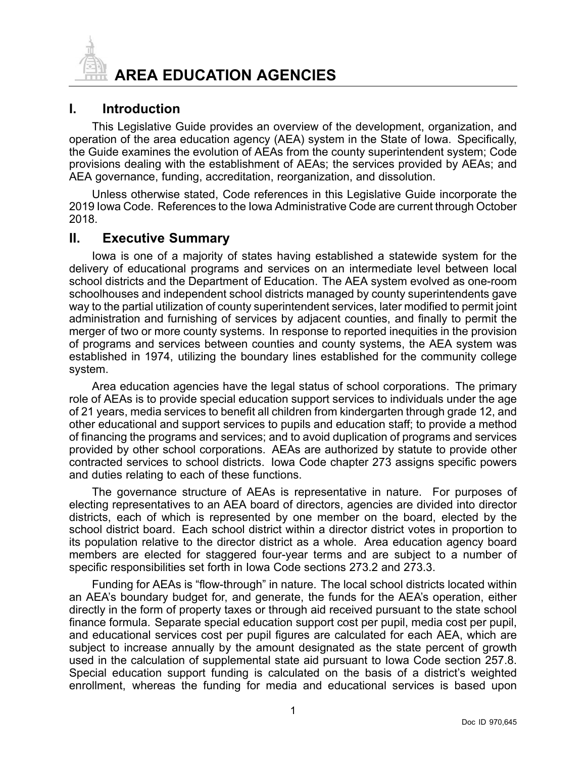# AREA EDUCATION AGENCIES

## I. Introduction

This Legislative Guide provides an overview of the development, organization, and operation of the area education agency (AEA) system in the State of Iowa. Specifically, the Guide examines the evolution of AEAs from the county superintendent system; Code provisions dealing with the establishment of AEAs; the services provided by AEAs; and AEA governance, funding, accreditation, reorganization, and dissolution.

Unless otherwise stated, Code references in this Legislative Guide incorporate the 2019 Iowa Code. References to the Iowa Administrative Code are current through October 2018.

## II. Executive Summary

Iowa is one of a majority of states having established a statewide system for the delivery of educational programs and services on an intermediate level between local school districts and the Department of Education. The AEA system evolved as one-room schoolhouses and independent school districts managed by county superintendents gave way to the partial utilization of county superintendent services, later modified to permit joint administration and furnishing of services by adjacent counties, and finally to permit the merger of two or more county systems. In response to reported inequities in the provision of programs and services between counties and county systems, the AEA system was established in 1974, utilizing the boundary lines established for the community college system.

Area education agencies have the legal status of school corporations. The primary role of AEAs is to provide special education support services to individuals under the age of 21 years, media services to benefit all children from kindergarten through grade 12, and other educational and support services to pupils and education staff; to provide a method of financing the programs and services; and to avoid duplication of programs and services provided by other school corporations. AEAs are authorized by statute to provide other contracted services to school districts. Iowa Code chapter 273 assigns specific powers and duties relating to each of these functions.

The governance structure of AEAs is representative in nature. For purposes of electing representatives to an AEA board of directors, agencies are divided into director districts, each of which is represented by one member on the board, elected by the school district board. Each school district within a director district votes in proportion to its population relative to the director district as a whole. Area education agency board members are elected for staggered four-year terms and are subject to a number of specific responsibilities set forth in Iowa Code sections 273.2 and 273.3.

Funding for AEAs is "flow-through" in nature. The local school districts located within an AEA's boundary budget for, and generate, the funds for the AEA's operation, either directly in the form of property taxes or through aid received pursuant to the state school finance formula. Separate special education support cost per pupil, media cost per pupil, and educational services cost per pupil figures are calculated for each AEA, which are subject to increase annually by the amount designated as the state percent of growth used in the calculation of supplemental state aid pursuant to Iowa Code section 257.8. Special education support funding is calculated on the basis of a district's weighted enrollment, whereas the funding for media and educational services is based upon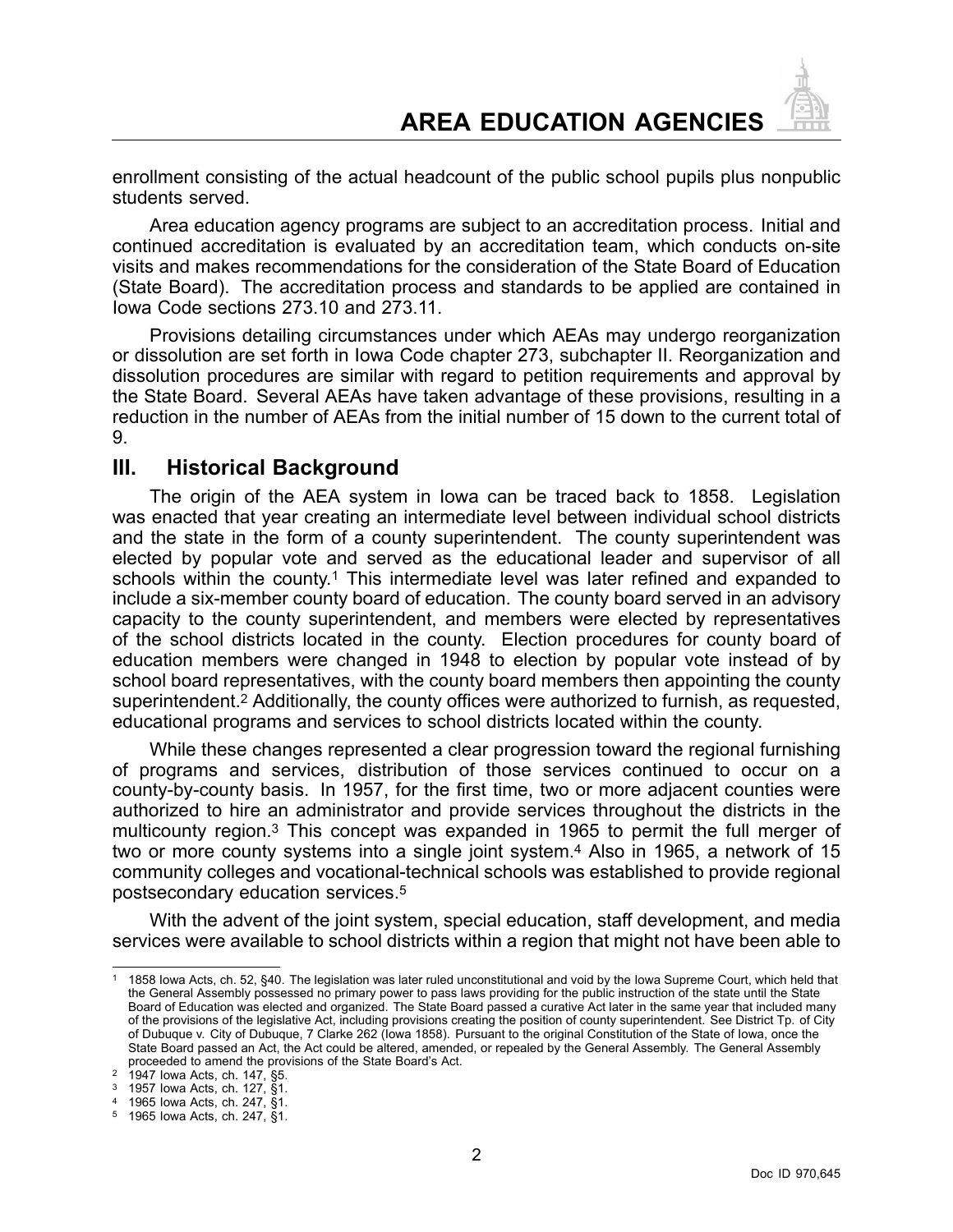enrollment consisting of the actual headcount of the public school pupils plus nonpublic students served.

Area education agency programs are subject to an accreditation process. Initial and continued accreditation is evaluated by an accreditation team, which conducts on-site visits and makes recommendations for the consideration of the State Board of Education (State Board). The accreditation process and standards to be applied are contained in Iowa Code sections 273.10 and 273.11.

Provisions detailing circumstances under which AEAs may undergo reorganization or dissolution are set forth in Iowa Code chapter 273, subchapter II. Reorganization and dissolution procedures are similar with regard to petition requirements and approval by the State Board. Several AEAs have taken advantage of these provisions, resulting in a reduction in the number of AEAs from the initial number of 15 down to the current total of 9.

## III. Historical Background

The origin of the AEA system in Iowa can be traced back to 1858. Legislation was enacted that year creating an intermediate level between individual school districts and the state in the form of a county superintendent. The county superintendent was elected by popular vote and served as the educational leader and supervisor of all schools within the county.[1] This intermediate level was later refined and expanded to include a six-member county board of education. The county board served in an advisory capacity to the county superintendent, and members were elected by representatives of the school districts located in the county. Election procedures for county board of education members were changed in 1948 to election by popular vote instead of by school board representatives, with the county board members then appointing the county superintendent.[2] Additionally, the county offices were authorized to furnish, as requested, educational programs and services to school districts located within the county.

While these changes represented a clear progression toward the regional furnishing of programs and services, distribution of those services continued to occur on a county-by-county basis. In 1957, for the first time, two or more adjacent counties were authorized to hire an administrator and provide services throughout the districts in the multicounty region.[3] This concept was expanded in 1965 to permit the full merger of two or more county systems into a single joint system.[4] Also in 1965, a network of 15 community colleges and vocational-technical schools was established to provide regional postsecondary education services.[5]

With the advent of the joint system, special education, staff development, and media services were available to school districts within a region that might not have been able to

---

[1] 1858 Iowa Acts, ch. 52, §40. The legislation was later ruled unconstitutional and void by the Iowa Supreme Court, which held that the General Assembly possessed no primary power to pass laws providing for the public instruction of the state until the State Board of Education was elected and organized. The State Board passed a curative Act later in the same year that included many of the provisions of the legislative Act, including provisions creating the position of county superintendent. See District Tp. of City of Dubuque v. City of Dubuque, 7 Clarke 262 (Iowa 1858). Pursuant to the original Constitution of the State of Iowa, once the State Board passed an Act, the Act could be altered, amended, or repealed by the General Assembly. The General Assembly proceeded to amend the provisions of the State Board's Act.

[2] 1947 Iowa Acts, ch. 147, §5.

[3] 1957 Iowa Acts, ch. 127, §1.

[4] 1965 Iowa Acts, ch. 247, §1.

[5] 1965 Iowa Acts, ch. 247, §1.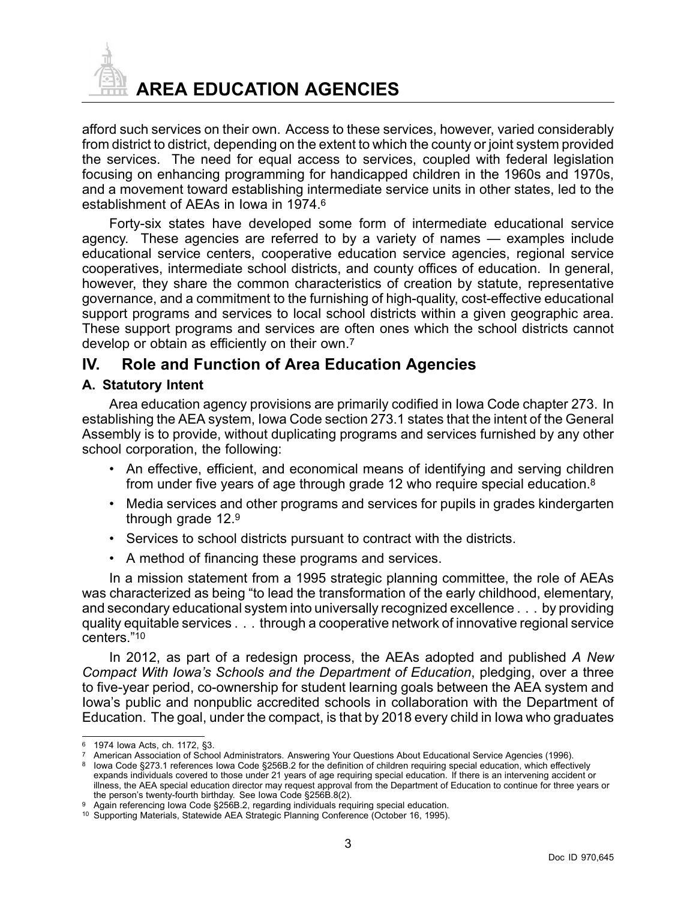afford such services on their own. Access to these services, however, varied considerably from district to district, depending on the extent to which the county or joint system provided the services. The need for equal access to services, coupled with federal legislation focusing on enhancing programming for handicapped children in the 1960s and 1970s, and a movement toward establishing intermediate service units in other states, led to the establishment of AEAs in Iowa in 1974.[6]

Forty-six states have developed some form of intermediate educational service agency. These agencies are referred to by a variety of names — examples include educational service centers, cooperative education service agencies, regional service cooperatives, intermediate school districts, and county offices of education. In general, however, they share the common characteristics of creation by statute, representative governance, and a commitment to the furnishing of high-quality, cost-effective educational support programs and services to local school districts within a given geographic area. These support programs and services are often ones which the school districts cannot develop or obtain as efficiently on their own.[7]

## IV. Role and Function of Area Education Agencies

### A. Statutory Intent

Area education agency provisions are primarily codified in Iowa Code chapter 273. In establishing the AEA system, Iowa Code section 273.1 states that the intent of the General Assembly is to provide, without duplicating programs and services furnished by any other school corporation, the following:

- An effective, efficient, and economical means of identifying and serving children from under five years of age through grade 12 who require special education.[8]
- Media services and other programs and services for pupils in grades kindergarten through grade 12.[9]
- Services to school districts pursuant to contract with the districts.
- A method of financing these programs and services.

In a mission statement from a 1995 strategic planning committee, the role of AEAs was characterized as being "to lead the transformation of the early childhood, elementary, and secondary educational system into universally recognized excellence . . . by providing quality equitable services . . . through a cooperative network of innovative regional service centers."[10]

In 2012, as part of a redesign process, the AEAs adopted and published *A New Compact With Iowa's Schools and the Department of Education*, pledging, over a three to five-year period, co-ownership for student learning goals between the AEA system and Iowa's public and nonpublic accredited schools in collaboration with the Department of Education. The goal, under the compact, is that by 2018 every child in Iowa who graduates

---

[6] 1974 Iowa Acts, ch. 1172, §3.

[7] American Association of School Administrators. Answering Your Questions About Educational Service Agencies (1996).

[8] Iowa Code §273.1 references Iowa Code §256B.2 for the definition of children requiring special education, which effectively expands individuals covered to those under 21 years of age requiring special education. If there is an intervening accident or illness, the AEA special education director may request approval from the Department of Education to continue for three years or the person's twenty-fourth birthday. See Iowa Code §256B.8(2).

[9] Again referencing Iowa Code §256B.2, regarding individuals requiring special education.

[10] Supporting Materials, Statewide AEA Strategic Planning Conference (October 16, 1995).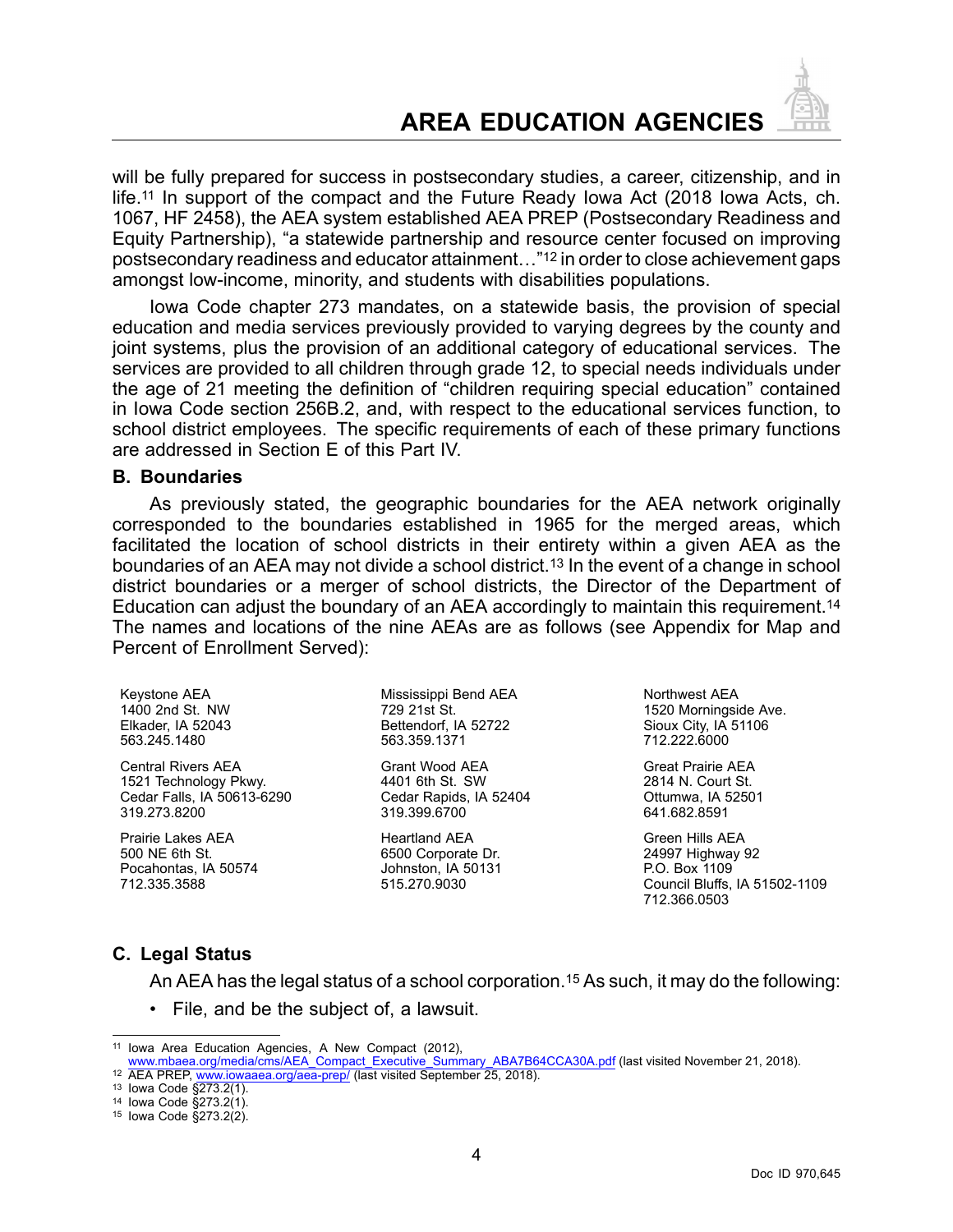will be fully prepared for success in postsecondary studies, a career, citizenship, and in life.[11] In support of the compact and the Future Ready Iowa Act (2018 Iowa Acts, ch. 1067, HF 2458), the AEA system established AEA PREP (Postsecondary Readiness and Equity Partnership), "a statewide partnership and resource center focused on improving postsecondary readiness and educator attainment…"[12] in order to close achievement gaps amongst low-income, minority, and students with disabilities populations.

Iowa Code chapter 273 mandates, on a statewide basis, the provision of special education and media services previously provided to varying degrees by the county and joint systems, plus the provision of an additional category of educational services. The services are provided to all children through grade 12, to special needs individuals under the age of 21 meeting the definition of "children requiring special education" contained in Iowa Code section 256B.2, and, with respect to the educational services function, to school district employees. The specific requirements of each of these primary functions are addressed in Section E of this Part IV.

### B. Boundaries

As previously stated, the geographic boundaries for the AEA network originally corresponded to the boundaries established in 1965 for the merged areas, which facilitated the location of school districts in their entirety within a given AEA as the boundaries of an AEA may not divide a school district.[13] In the event of a change in school district boundaries or a merger of school districts, the Director of the Department of Education can adjust the boundary of an AEA accordingly to maintain this requirement.[14] The names and locations of the nine AEAs are as follows (see Appendix for Map and Percent of Enrollment Served):

Keystone AEA
1400 2nd St. NW
Elkader, IA 52043
563.245.1480

Central Rivers AEA
1521 Technology Pkwy.
Cedar Falls, IA 50613-6290
319.273.8200

Prairie Lakes AEA
500 NE 6th St.
Pocahontas, IA 50574
712.335.3588

Mississippi Bend AEA
729 21st St.
Bettendorf, IA 52722
563.359.1371

Grant Wood AEA
4401 6th St. SW
Cedar Rapids, IA 52404
319.399.6700

Heartland AEA
6500 Corporate Dr.
Johnston, IA 50131
515.270.9030

Northwest AEA
1520 Morningside Ave.
Sioux City, IA 51106
712.222.6000

Great Prairie AEA
2814 N. Court St.
Ottumwa, IA 52501
641.682.8591

Green Hills AEA
24997 Highway 92
P.O. Box 1109
Council Bluffs, IA 51502-1109
712.366.0503

### C. Legal Status

An AEA has the legal status of a school corporation.[15] As such, it may do the following:

- File, and be the subject of, a lawsuit.

---

[11] Iowa Area Education Agencies, A New Compact (2012), www.mbaea.org/media/cms/AEA_Compact_Executive_Summary_ABA7B64CCA30A.pdf (last visited November 21, 2018).
[12] AEA PREP, www.iowaaea.org/aea-prep/ (last visited September 25, 2018).
[13] Iowa Code §273.2(1).
[14] Iowa Code §273.2(1).
[15] Iowa Code §273.2(2).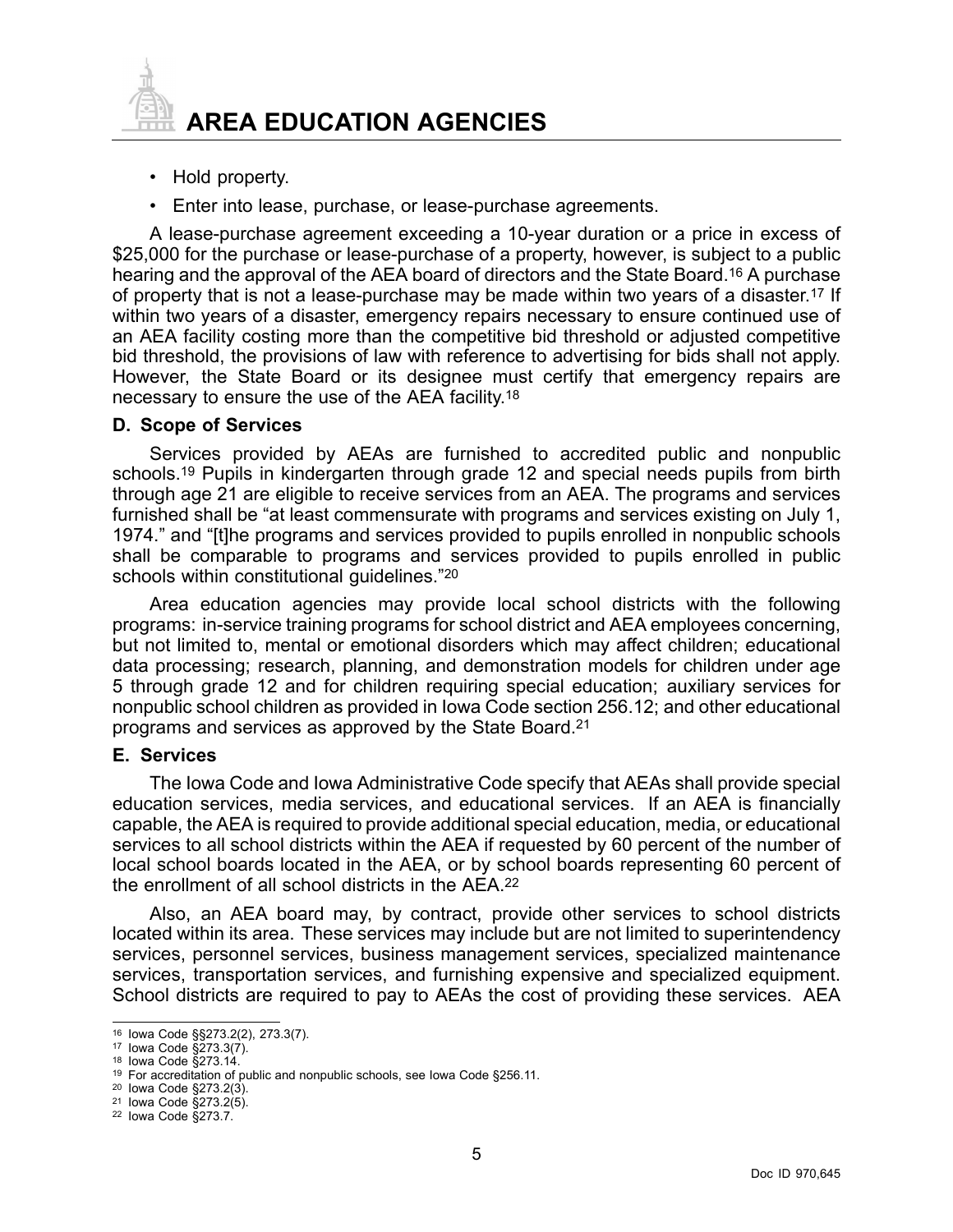- Hold property.
- Enter into lease, purchase, or lease-purchase agreements.

A lease-purchase agreement exceeding a 10-year duration or a price in excess of $25,000 for the purchase or lease-purchase of a property, however, is subject to a public hearing and the approval of the AEA board of directors and the State Board.[16] A purchase of property that is not a lease-purchase may be made within two years of a disaster.[17] If within two years of a disaster, emergency repairs necessary to ensure continued use of an AEA facility costing more than the competitive bid threshold or adjusted competitive bid threshold, the provisions of law with reference to advertising for bids shall not apply. However, the State Board or its designee must certify that emergency repairs are necessary to ensure the use of the AEA facility.[18]

### D. Scope of Services

Services provided by AEAs are furnished to accredited public and nonpublic schools.[19] Pupils in kindergarten through grade 12 and special needs pupils from birth through age 21 are eligible to receive services from an AEA. The programs and services furnished shall be "at least commensurate with programs and services existing on July 1, 1974." and "[t]he programs and services provided to pupils enrolled in nonpublic schools shall be comparable to programs and services provided to pupils enrolled in public schools within constitutional guidelines."[20]

Area education agencies may provide local school districts with the following programs: in-service training programs for school district and AEA employees concerning, but not limited to, mental or emotional disorders which may affect children; educational data processing; research, planning, and demonstration models for children under age 5 through grade 12 and for children requiring special education; auxiliary services for nonpublic school children as provided in Iowa Code section 256.12; and other educational programs and services as approved by the State Board.[21]

### E. Services

The Iowa Code and Iowa Administrative Code specify that AEAs shall provide special education services, media services, and educational services. If an AEA is financially capable, the AEA is required to provide additional special education, media, or educational services to all school districts within the AEA if requested by 60 percent of the number of local school boards located in the AEA, or by school boards representing 60 percent of the enrollment of all school districts in the AEA.[22]

Also, an AEA board may, by contract, provide other services to school districts located within its area. These services may include but are not limited to superintendency services, personnel services, business management services, specialized maintenance services, transportation services, and furnishing expensive and specialized equipment. School districts are required to pay to AEAs the cost of providing these services. AEA

---

[16] Iowa Code §§273.2(2), 273.3(7).

[17] Iowa Code §273.3(7).

[18] Iowa Code §273.14.

[19] For accreditation of public and nonpublic schools, see Iowa Code §256.11.

[20] Iowa Code §273.2(3).

[21] Iowa Code §273.2(5).

[22] Iowa Code §273.7.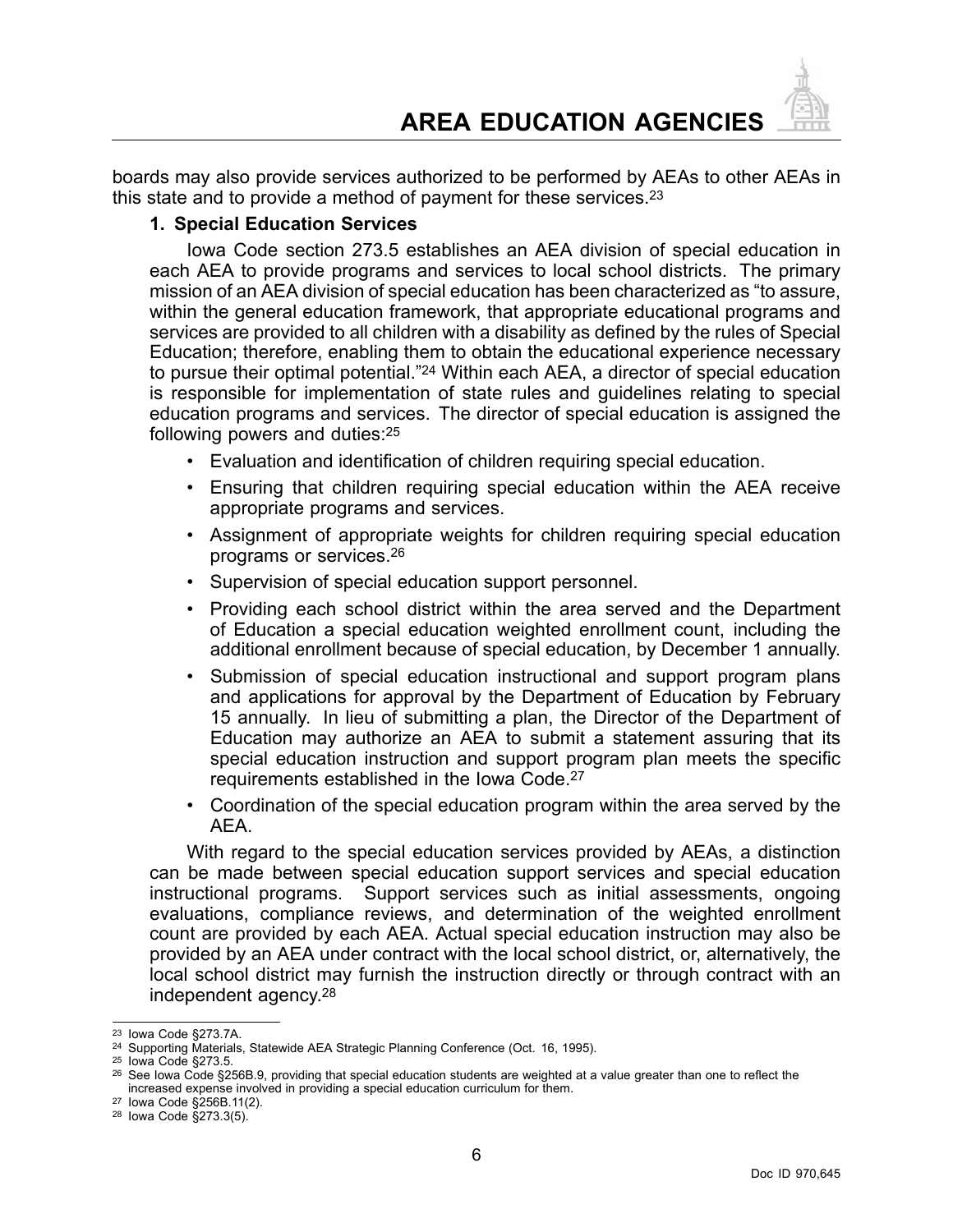boards may also provide services authorized to be performed by AEAs to other AEAs in this state and to provide a method of payment for these services.[23]

### 1. Special Education Services

Iowa Code section 273.5 establishes an AEA division of special education in each AEA to provide programs and services to local school districts. The primary mission of an AEA division of special education has been characterized as "to assure, within the general education framework, that appropriate educational programs and services are provided to all children with a disability as defined by the rules of Special Education; therefore, enabling them to obtain the educational experience necessary to pursue their optimal potential."[24] Within each AEA, a director of special education is responsible for implementation of state rules and guidelines relating to special education programs and services. The director of special education is assigned the following powers and duties:[25]

- Evaluation and identification of children requiring special education.
- Ensuring that children requiring special education within the AEA receive appropriate programs and services.
- Assignment of appropriate weights for children requiring special education programs or services.[26]
- Supervision of special education support personnel.
- Providing each school district within the area served and the Department of Education a special education weighted enrollment count, including the additional enrollment because of special education, by December 1 annually.
- Submission of special education instructional and support program plans and applications for approval by the Department of Education by February 15 annually. In lieu of submitting a plan, the Director of the Department of Education may authorize an AEA to submit a statement assuring that its special education instruction and support program plan meets the specific requirements established in the Iowa Code.[27]
- Coordination of the special education program within the area served by the AEA.

With regard to the special education services provided by AEAs, a distinction can be made between special education support services and special education instructional programs. Support services such as initial assessments, ongoing evaluations, compliance reviews, and determination of the weighted enrollment count are provided by each AEA. Actual special education instruction may also be provided by an AEA under contract with the local school district, or, alternatively, the local school district may furnish the instruction directly or through contract with an independent agency.[28]

---

[23] Iowa Code §273.7A.

[24] Supporting Materials, Statewide AEA Strategic Planning Conference (Oct. 16, 1995).

[25] Iowa Code §273.5.

[26] See Iowa Code §256B.9, providing that special education students are weighted at a value greater than one to reflect the increased expense involved in providing a special education curriculum for them.

[27] Iowa Code §256B.11(2).

[28] Iowa Code §273.3(5).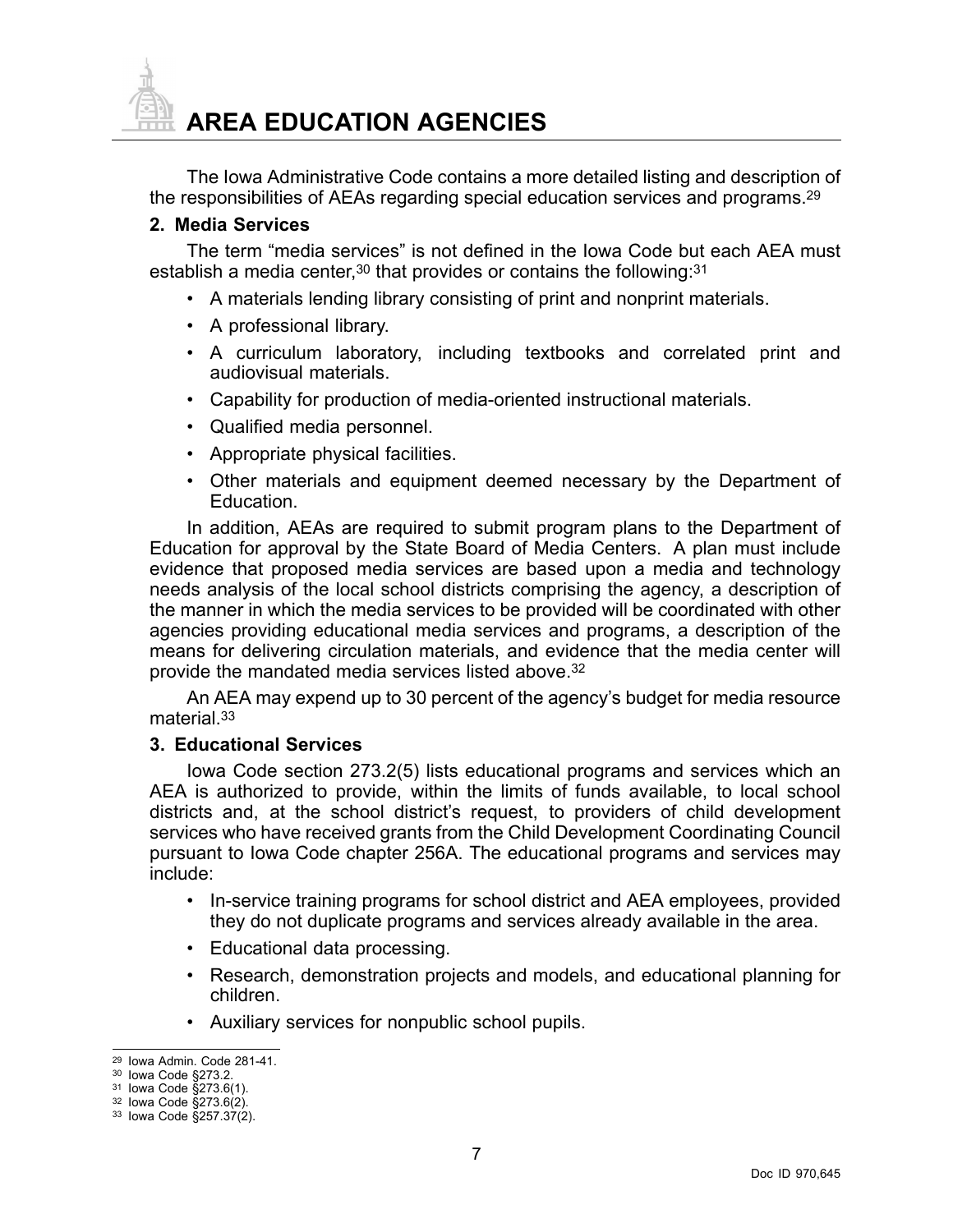The Iowa Administrative Code contains a more detailed listing and description of the responsibilities of AEAs regarding special education services and programs.[29]

### 2. Media Services

The term "media services" is not defined in the Iowa Code but each AEA must establish a media center,[30] that provides or contains the following:[31]

- A materials lending library consisting of print and nonprint materials.
- A professional library.
- A curriculum laboratory, including textbooks and correlated print and audiovisual materials.
- Capability for production of media-oriented instructional materials.
- Qualified media personnel.
- Appropriate physical facilities.
- Other materials and equipment deemed necessary by the Department of Education.

In addition, AEAs are required to submit program plans to the Department of Education for approval by the State Board of Media Centers. A plan must include evidence that proposed media services are based upon a media and technology needs analysis of the local school districts comprising the agency, a description of the manner in which the media services to be provided will be coordinated with other agencies providing educational media services and programs, a description of the means for delivering circulation materials, and evidence that the media center will provide the mandated media services listed above.[32]

An AEA may expend up to 30 percent of the agency's budget for media resource material.[33]

### 3. Educational Services

Iowa Code section 273.2(5) lists educational programs and services which an AEA is authorized to provide, within the limits of funds available, to local school districts and, at the school district's request, to providers of child development services who have received grants from the Child Development Coordinating Council pursuant to Iowa Code chapter 256A. The educational programs and services may include:

- In-service training programs for school district and AEA employees, provided they do not duplicate programs and services already available in the area.
- Educational data processing.
- Research, demonstration projects and models, and educational planning for children.
- Auxiliary services for nonpublic school pupils.

---

[29] Iowa Admin. Code 281-41.
[30] Iowa Code §273.2.
[31] Iowa Code §273.6(1).
[32] Iowa Code §273.6(2).
[33] Iowa Code §257.37(2).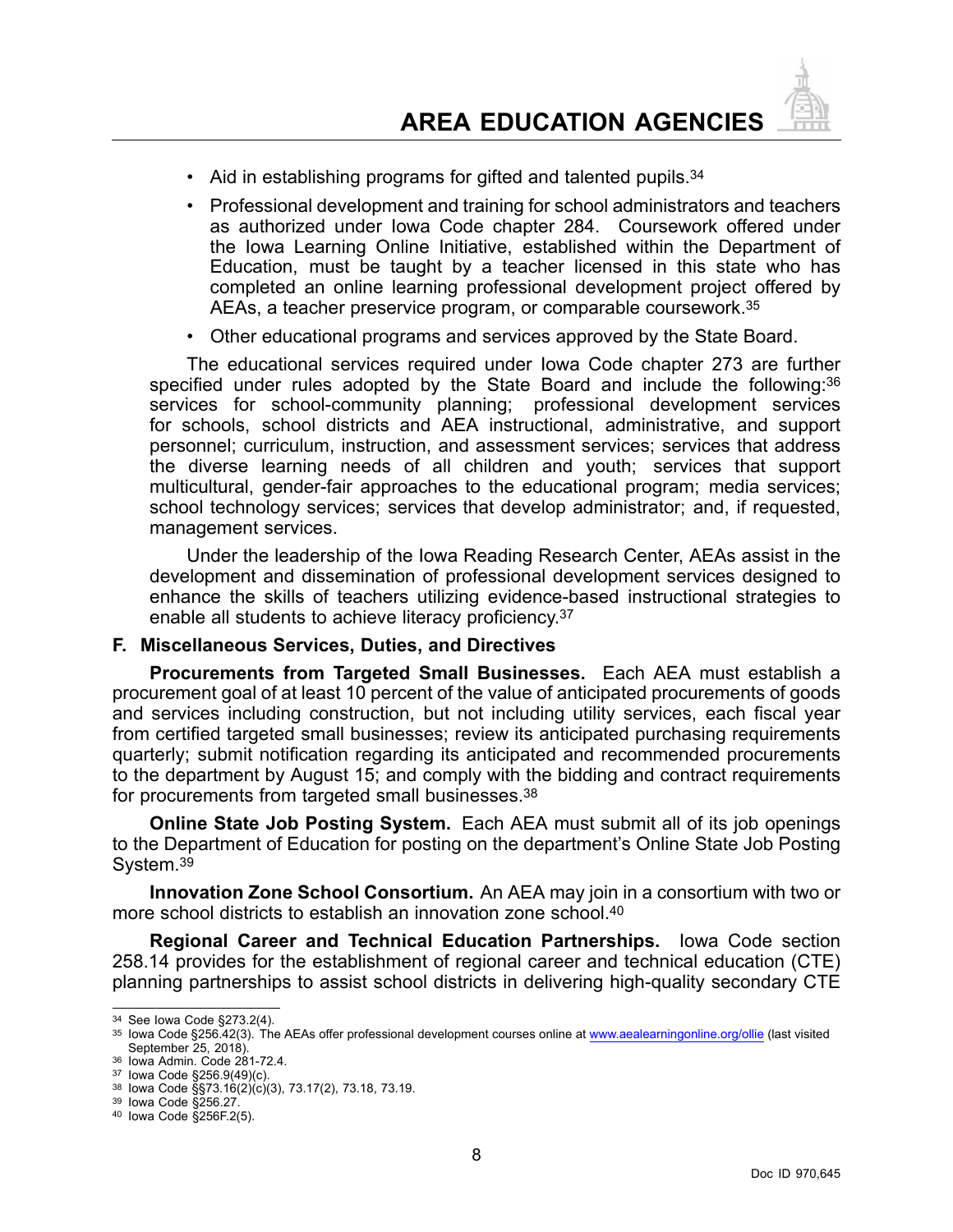- Aid in establishing programs for gifted and talented pupils.[34]
- Professional development and training for school administrators and teachers as authorized under Iowa Code chapter 284. Coursework offered under the Iowa Learning Online Initiative, established within the Department of Education, must be taught by a teacher licensed in this state who has completed an online learning professional development project offered by AEAs, a teacher preservice program, or comparable coursework.[35]
- Other educational programs and services approved by the State Board.

The educational services required under Iowa Code chapter 273 are further specified under rules adopted by the State Board and include the following:[36] services for school-community planning; professional development services for schools, school districts and AEA instructional, administrative, and support personnel; curriculum, instruction, and assessment services; services that address the diverse learning needs of all children and youth; services that support multicultural, gender-fair approaches to the educational program; media services; school technology services; services that develop administrator; and, if requested, management services.

Under the leadership of the Iowa Reading Research Center, AEAs assist in the development and dissemination of professional development services designed to enhance the skills of teachers utilizing evidence-based instructional strategies to enable all students to achieve literacy proficiency.[37]

### F. Miscellaneous Services, Duties, and Directives

**Procurements from Targeted Small Businesses.** Each AEA must establish a procurement goal of at least 10 percent of the value of anticipated procurements of goods and services including construction, but not including utility services, each fiscal year from certified targeted small businesses; review its anticipated purchasing requirements quarterly; submit notification regarding its anticipated and recommended procurements to the department by August 15; and comply with the bidding and contract requirements for procurements from targeted small businesses.[38]

**Online State Job Posting System.** Each AEA must submit all of its job openings to the Department of Education for posting on the department's Online State Job Posting System.[39]

**Innovation Zone School Consortium.** An AEA may join in a consortium with two or more school districts to establish an innovation zone school.[40]

**Regional Career and Technical Education Partnerships.** Iowa Code section 258.14 provides for the establishment of regional career and technical education (CTE) planning partnerships to assist school districts in delivering high-quality secondary CTE

---

[34] See Iowa Code §273.2(4).

[35] Iowa Code §256.42(3). The AEAs offer professional development courses online at www.aealearningonline.org/ollie (last visited September 25, 2018).

[36] Iowa Admin. Code 281-72.4.

[37] Iowa Code §256.9(49)(c).

[38] Iowa Code §§73.16(2)(c)(3), 73.17(2), 73.18, 73.19.

[39] Iowa Code §256.27.

[40] Iowa Code §256F.2(5).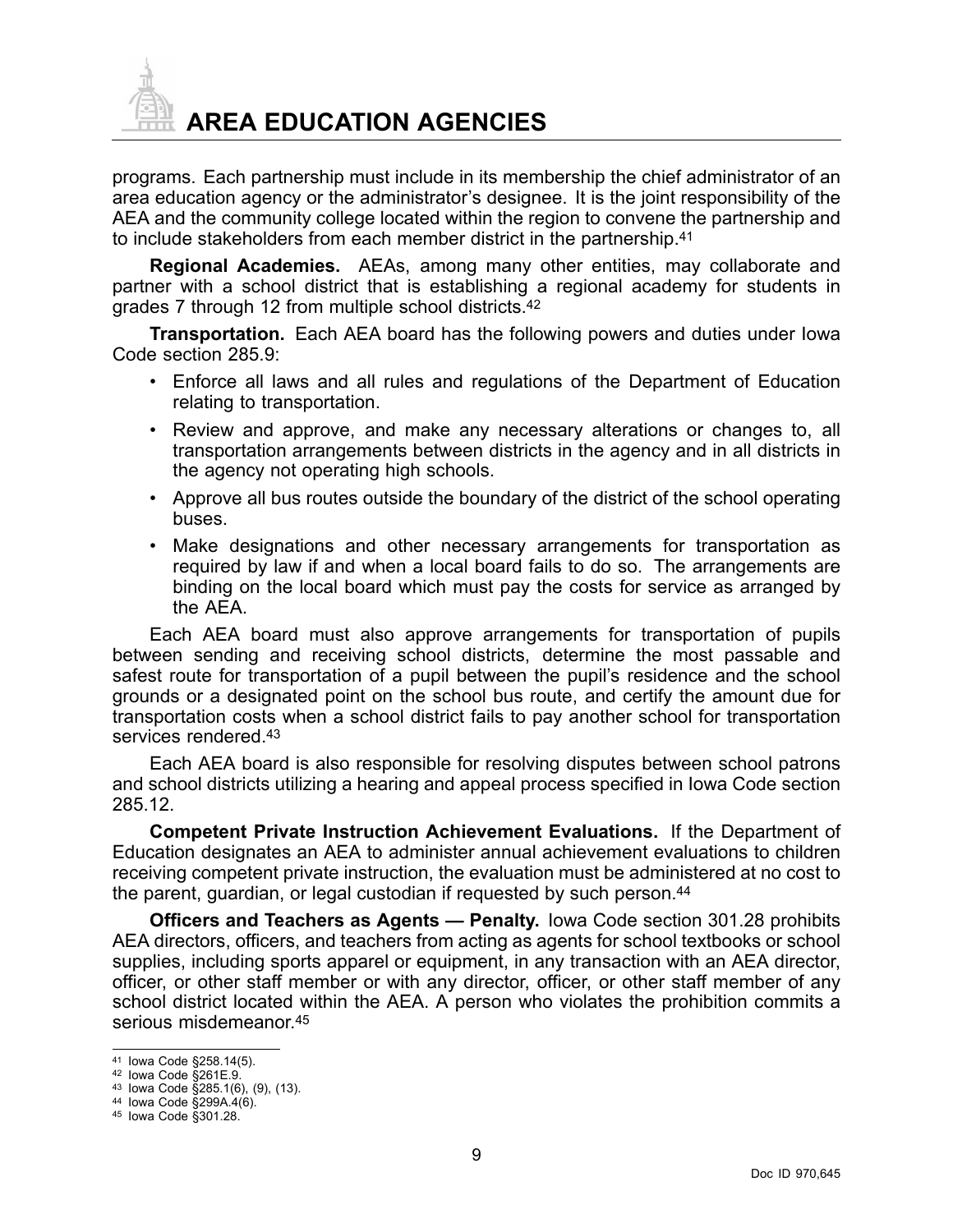programs. Each partnership must include in its membership the chief administrator of an area education agency or the administrator's designee. It is the joint responsibility of the AEA and the community college located within the region to convene the partnership and to include stakeholders from each member district in the partnership.[41]

**Regional Academies.** AEAs, among many other entities, may collaborate and partner with a school district that is establishing a regional academy for students in grades 7 through 12 from multiple school districts.[42]

**Transportation.** Each AEA board has the following powers and duties under Iowa Code section 285.9:

- Enforce all laws and all rules and regulations of the Department of Education relating to transportation.
- Review and approve, and make any necessary alterations or changes to, all transportation arrangements between districts in the agency and in all districts in the agency not operating high schools.
- Approve all bus routes outside the boundary of the district of the school operating buses.
- Make designations and other necessary arrangements for transportation as required by law if and when a local board fails to do so. The arrangements are binding on the local board which must pay the costs for service as arranged by the AEA.

Each AEA board must also approve arrangements for transportation of pupils between sending and receiving school districts, determine the most passable and safest route for transportation of a pupil between the pupil's residence and the school grounds or a designated point on the school bus route, and certify the amount due for transportation costs when a school district fails to pay another school for transportation services rendered.[43]

Each AEA board is also responsible for resolving disputes between school patrons and school districts utilizing a hearing and appeal process specified in Iowa Code section 285.12.

**Competent Private Instruction Achievement Evaluations.** If the Department of Education designates an AEA to administer annual achievement evaluations to children receiving competent private instruction, the evaluation must be administered at no cost to the parent, guardian, or legal custodian if requested by such person.[44]

**Officers and Teachers as Agents — Penalty.** Iowa Code section 301.28 prohibits AEA directors, officers, and teachers from acting as agents for school textbooks or school supplies, including sports apparel or equipment, in any transaction with an AEA director, officer, or other staff member or with any director, officer, or other staff member of any school district located within the AEA. A person who violates the prohibition commits a serious misdemeanor.[45]

---

[41] Iowa Code §258.14(5).
[42] Iowa Code §261E.9.
[43] Iowa Code §285.1(6), (9), (13).
[44] Iowa Code §299A.4(6).
[45] Iowa Code §301.28.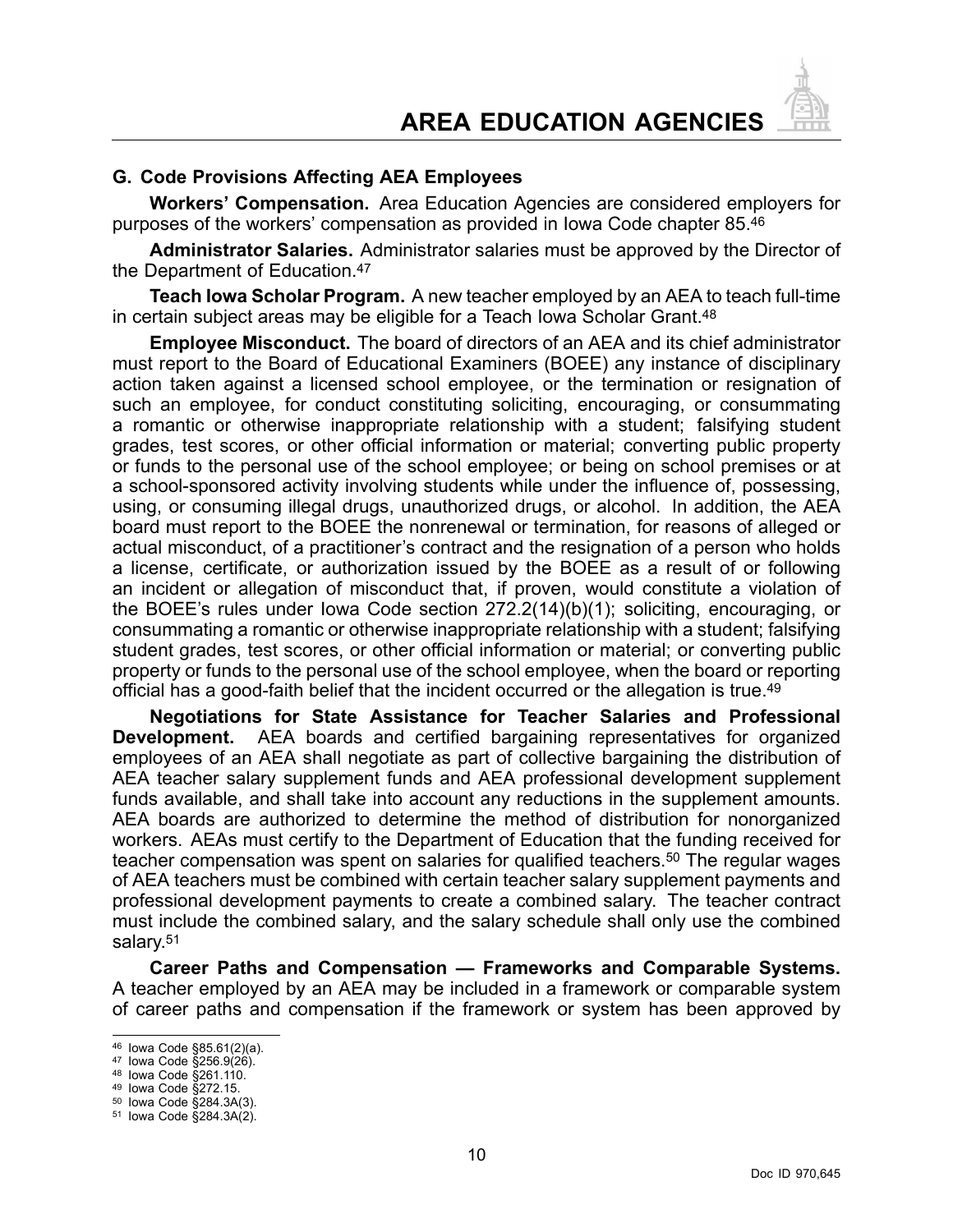## G. Code Provisions Affecting AEA Employees

**Workers' Compensation.** Area Education Agencies are considered employers for purposes of the workers' compensation as provided in Iowa Code chapter 85.[46]

**Administrator Salaries.** Administrator salaries must be approved by the Director of the Department of Education.[47]

**Teach Iowa Scholar Program.** A new teacher employed by an AEA to teach full-time in certain subject areas may be eligible for a Teach Iowa Scholar Grant.[48]

**Employee Misconduct.** The board of directors of an AEA and its chief administrator must report to the Board of Educational Examiners (BOEE) any instance of disciplinary action taken against a licensed school employee, or the termination or resignation of such an employee, for conduct constituting soliciting, encouraging, or consummating a romantic or otherwise inappropriate relationship with a student; falsifying student grades, test scores, or other official information or material; converting public property or funds to the personal use of the school employee; or being on school premises or at a school-sponsored activity involving students while under the influence of, possessing, using, or consuming illegal drugs, unauthorized drugs, or alcohol. In addition, the AEA board must report to the BOEE the nonrenewal or termination, for reasons of alleged or actual misconduct, of a practitioner's contract and the resignation of a person who holds a license, certificate, or authorization issued by the BOEE as a result of or following an incident or allegation of misconduct that, if proven, would constitute a violation of the BOEE's rules under Iowa Code section 272.2(14)(b)(1); soliciting, encouraging, or consummating a romantic or otherwise inappropriate relationship with a student; falsifying student grades, test scores, or other official information or material; or converting public property or funds to the personal use of the school employee, when the board or reporting official has a good-faith belief that the incident occurred or the allegation is true.[49]

**Negotiations for State Assistance for Teacher Salaries and Professional Development.** AEA boards and certified bargaining representatives for organized employees of an AEA shall negotiate as part of collective bargaining the distribution of AEA teacher salary supplement funds and AEA professional development supplement funds available, and shall take into account any reductions in the supplement amounts. AEA boards are authorized to determine the method of distribution for nonorganized workers. AEAs must certify to the Department of Education that the funding received for teacher compensation was spent on salaries for qualified teachers.[50] The regular wages of AEA teachers must be combined with certain teacher salary supplement payments and professional development payments to create a combined salary. The teacher contract must include the combined salary, and the salary schedule shall only use the combined salary.[51]

**Career Paths and Compensation — Frameworks and Comparable Systems.** A teacher employed by an AEA may be included in a framework or comparable system of career paths and compensation if the framework or system has been approved by

---

[46] Iowa Code §85.61(2)(a).
[47] Iowa Code §256.9(26).
[48] Iowa Code §261.110.
[49] Iowa Code §272.15.
[50] Iowa Code §284.3A(3).
[51] Iowa Code §284.3A(2).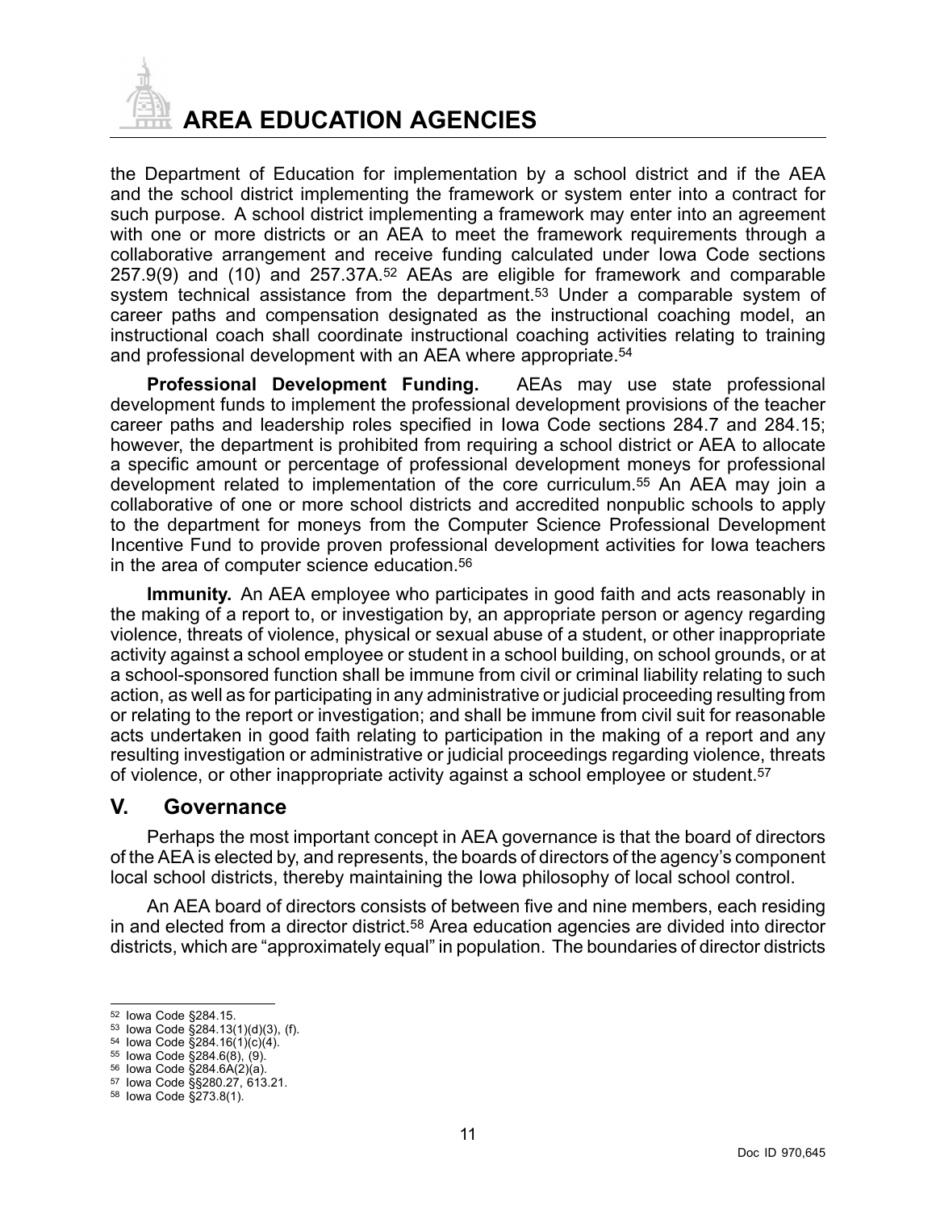the Department of Education for implementation by a school district and if the AEA and the school district implementing the framework or system enter into a contract for such purpose. A school district implementing a framework may enter into an agreement with one or more districts or an AEA to meet the framework requirements through a collaborative arrangement and receive funding calculated under Iowa Code sections 257.9(9) and (10) and 257.37A.[52] AEAs are eligible for framework and comparable system technical assistance from the department.[53] Under a comparable system of career paths and compensation designated as the instructional coaching model, an instructional coach shall coordinate instructional coaching activities relating to training and professional development with an AEA where appropriate.[54]

**Professional Development Funding.** AEAs may use state professional development funds to implement the professional development provisions of the teacher career paths and leadership roles specified in Iowa Code sections 284.7 and 284.15; however, the department is prohibited from requiring a school district or AEA to allocate a specific amount or percentage of professional development moneys for professional development related to implementation of the core curriculum.[55] An AEA may join a collaborative of one or more school districts and accredited nonpublic schools to apply to the department for moneys from the Computer Science Professional Development Incentive Fund to provide proven professional development activities for Iowa teachers in the area of computer science education.[56]

**Immunity.** An AEA employee who participates in good faith and acts reasonably in the making of a report to, or investigation by, an appropriate person or agency regarding violence, threats of violence, physical or sexual abuse of a student, or other inappropriate activity against a school employee or student in a school building, on school grounds, or at a school-sponsored function shall be immune from civil or criminal liability relating to such action, as well as for participating in any administrative or judicial proceeding resulting from or relating to the report or investigation; and shall be immune from civil suit for reasonable acts undertaken in good faith relating to participation in the making of a report and any resulting investigation or administrative or judicial proceedings regarding violence, threats of violence, or other inappropriate activity against a school employee or student.[57]

## V. Governance

Perhaps the most important concept in AEA governance is that the board of directors of the AEA is elected by, and represents, the boards of directors of the agency's component local school districts, thereby maintaining the Iowa philosophy of local school control.

An AEA board of directors consists of between five and nine members, each residing in and elected from a director district.[58] Area education agencies are divided into director districts, which are "approximately equal" in population. The boundaries of director districts

---

[52] Iowa Code §284.15.
[53] Iowa Code §284.13(1)(d)(3), (f).
[54] Iowa Code §284.16(1)(c)(4).
[55] Iowa Code §284.6(8), (9).
[56] Iowa Code §284.6A(2)(a).
[57] Iowa Code §§280.27, 613.21.
[58] Iowa Code §273.8(1).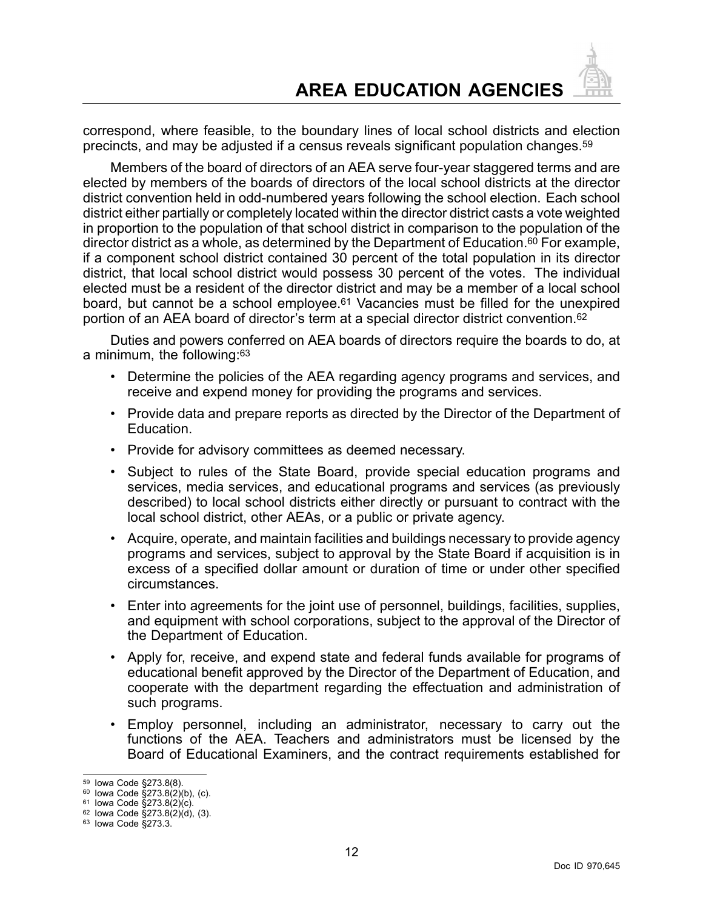correspond, where feasible, to the boundary lines of local school districts and election precincts, and may be adjusted if a census reveals significant population changes.[59]

Members of the board of directors of an AEA serve four-year staggered terms and are elected by members of the boards of directors of the local school districts at the director district convention held in odd-numbered years following the school election. Each school district either partially or completely located within the director district casts a vote weighted in proportion to the population of that school district in comparison to the population of the director district as a whole, as determined by the Department of Education.[60] For example, if a component school district contained 30 percent of the total population in its director district, that local school district would possess 30 percent of the votes. The individual elected must be a resident of the director district and may be a member of a local school board, but cannot be a school employee.[61] Vacancies must be filled for the unexpired portion of an AEA board of director's term at a special director district convention.[62]

Duties and powers conferred on AEA boards of directors require the boards to do, at a minimum, the following:[63]

- Determine the policies of the AEA regarding agency programs and services, and receive and expend money for providing the programs and services.
- Provide data and prepare reports as directed by the Director of the Department of Education.
- Provide for advisory committees as deemed necessary.
- Subject to rules of the State Board, provide special education programs and services, media services, and educational programs and services (as previously described) to local school districts either directly or pursuant to contract with the local school district, other AEAs, or a public or private agency.
- Acquire, operate, and maintain facilities and buildings necessary to provide agency programs and services, subject to approval by the State Board if acquisition is in excess of a specified dollar amount or duration of time or under other specified circumstances.
- Enter into agreements for the joint use of personnel, buildings, facilities, supplies, and equipment with school corporations, subject to the approval of the Director of the Department of Education.
- Apply for, receive, and expend state and federal funds available for programs of educational benefit approved by the Director of the Department of Education, and cooperate with the department regarding the effectuation and administration of such programs.
- Employ personnel, including an administrator, necessary to carry out the functions of the AEA. Teachers and administrators must be licensed by the Board of Educational Examiners, and the contract requirements established for

[59] Iowa Code §273.8(8).
[60] Iowa Code §273.8(2)(b), (c).
[61] Iowa Code §273.8(2)(c).
[62] Iowa Code §273.8(2)(d), (3).
[63] Iowa Code §273.3.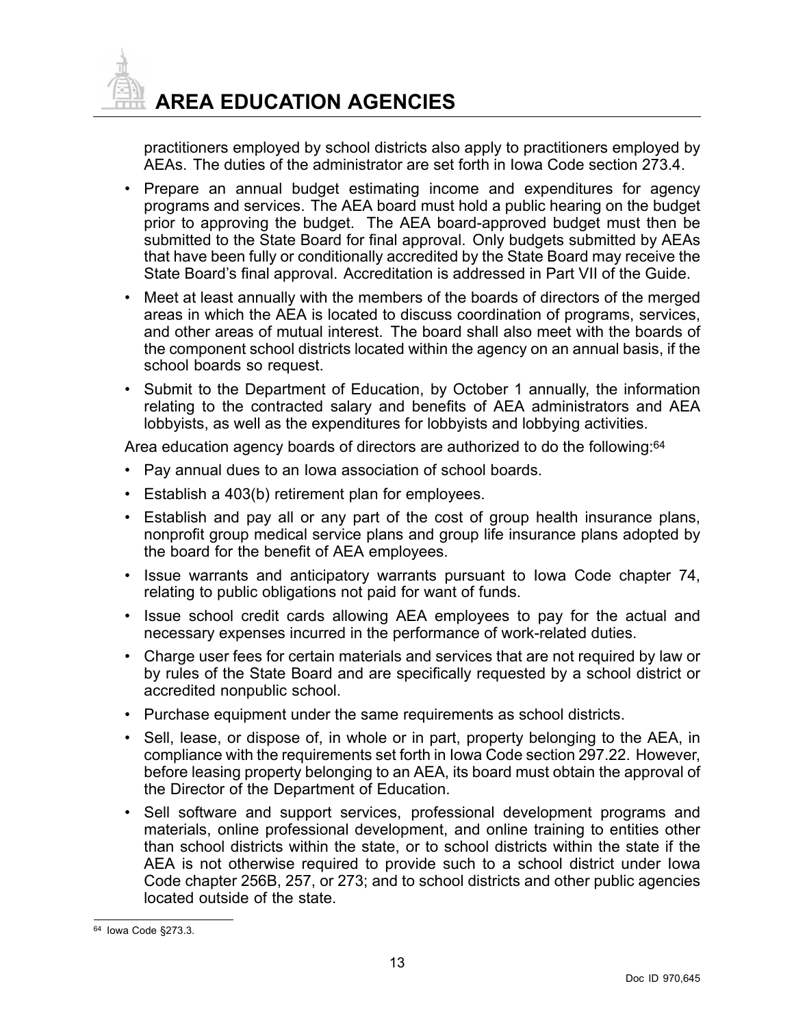practitioners employed by school districts also apply to practitioners employed by AEAs. The duties of the administrator are set forth in Iowa Code section 273.4.

- Prepare an annual budget estimating income and expenditures for agency programs and services. The AEA board must hold a public hearing on the budget prior to approving the budget. The AEA board-approved budget must then be submitted to the State Board for final approval. Only budgets submitted by AEAs that have been fully or conditionally accredited by the State Board may receive the State Board's final approval. Accreditation is addressed in Part VII of the Guide.
- Meet at least annually with the members of the boards of directors of the merged areas in which the AEA is located to discuss coordination of programs, services, and other areas of mutual interest. The board shall also meet with the boards of the component school districts located within the agency on an annual basis, if the school boards so request.
- Submit to the Department of Education, by October 1 annually, the information relating to the contracted salary and benefits of AEA administrators and AEA lobbyists, as well as the expenditures for lobbyists and lobbying activities.

Area education agency boards of directors are authorized to do the following:[64]

- Pay annual dues to an Iowa association of school boards.
- Establish a 403(b) retirement plan for employees.
- Establish and pay all or any part of the cost of group health insurance plans, nonprofit group medical service plans and group life insurance plans adopted by the board for the benefit of AEA employees.
- Issue warrants and anticipatory warrants pursuant to Iowa Code chapter 74, relating to public obligations not paid for want of funds.
- Issue school credit cards allowing AEA employees to pay for the actual and necessary expenses incurred in the performance of work-related duties.
- Charge user fees for certain materials and services that are not required by law or by rules of the State Board and are specifically requested by a school district or accredited nonpublic school.
- Purchase equipment under the same requirements as school districts.
- Sell, lease, or dispose of, in whole or in part, property belonging to the AEA, in compliance with the requirements set forth in Iowa Code section 297.22. However, before leasing property belonging to an AEA, its board must obtain the approval of the Director of the Department of Education.
- Sell software and support services, professional development programs and materials, online professional development, and online training to entities other than school districts within the state, or to school districts within the state if the AEA is not otherwise required to provide such to a school district under Iowa Code chapter 256B, 257, or 273; and to school districts and other public agencies located outside of the state.

[64] Iowa Code §273.3.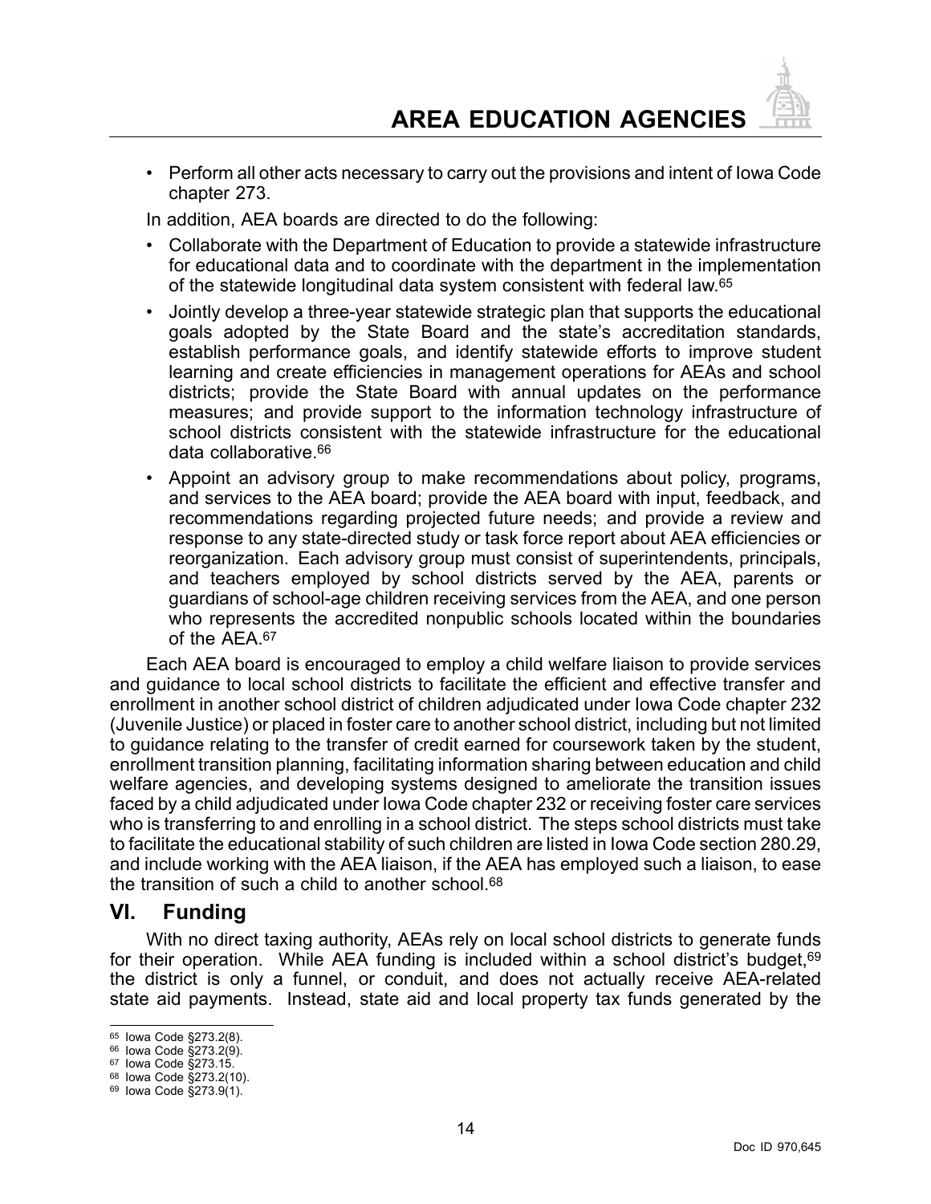- Perform all other acts necessary to carry out the provisions and intent of Iowa Code chapter 273.

In addition, AEA boards are directed to do the following:

- Collaborate with the Department of Education to provide a statewide infrastructure for educational data and to coordinate with the department in the implementation of the statewide longitudinal data system consistent with federal law.[65]
- Jointly develop a three-year statewide strategic plan that supports the educational goals adopted by the State Board and the state's accreditation standards, establish performance goals, and identify statewide efforts to improve student learning and create efficiencies in management operations for AEAs and school districts; provide the State Board with annual updates on the performance measures; and provide support to the information technology infrastructure of school districts consistent with the statewide infrastructure for the educational data collaborative.[66]
- Appoint an advisory group to make recommendations about policy, programs, and services to the AEA board; provide the AEA board with input, feedback, and recommendations regarding projected future needs; and provide a review and response to any state-directed study or task force report about AEA efficiencies or reorganization. Each advisory group must consist of superintendents, principals, and teachers employed by school districts served by the AEA, parents or guardians of school-age children receiving services from the AEA, and one person who represents the accredited nonpublic schools located within the boundaries of the AEA.[67]

Each AEA board is encouraged to employ a child welfare liaison to provide services and guidance to local school districts to facilitate the efficient and effective transfer and enrollment in another school district of children adjudicated under Iowa Code chapter 232 (Juvenile Justice) or placed in foster care to another school district, including but not limited to guidance relating to the transfer of credit earned for coursework taken by the student, enrollment transition planning, facilitating information sharing between education and child welfare agencies, and developing systems designed to ameliorate the transition issues faced by a child adjudicated under Iowa Code chapter 232 or receiving foster care services who is transferring to and enrolling in a school district. The steps school districts must take to facilitate the educational stability of such children are listed in Iowa Code section 280.29, and include working with the AEA liaison, if the AEA has employed such a liaison, to ease the transition of such a child to another school.[68]

## VI. Funding

With no direct taxing authority, AEAs rely on local school districts to generate funds for their operation. While AEA funding is included within a school district's budget,[69] the district is only a funnel, or conduit, and does not actually receive AEA-related state aid payments. Instead, state aid and local property tax funds generated by the

---

[65] Iowa Code §273.2(8).
[66] Iowa Code §273.2(9).
[67] Iowa Code §273.15.
[68] Iowa Code §273.2(10).
[69] Iowa Code §273.9(1).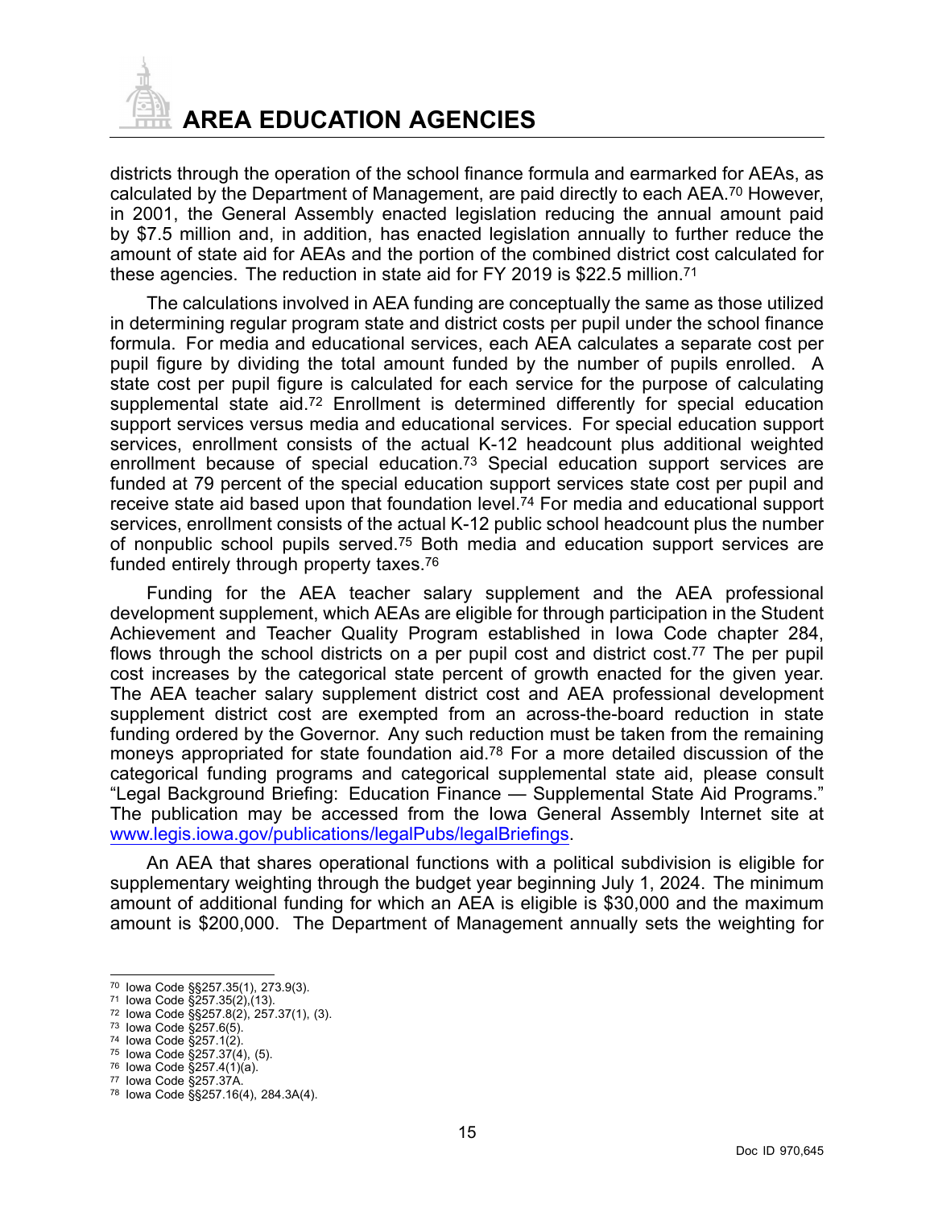districts through the operation of the school finance formula and earmarked for AEAs, as calculated by the Department of Management, are paid directly to each AEA.[70] However, in 2001, the General Assembly enacted legislation reducing the annual amount paid by $7.5 million and, in addition, has enacted legislation annually to further reduce the amount of state aid for AEAs and the portion of the combined district cost calculated for these agencies. The reduction in state aid for FY 2019 is $22.5 million.[71]

The calculations involved in AEA funding are conceptually the same as those utilized in determining regular program state and district costs per pupil under the school finance formula. For media and educational services, each AEA calculates a separate cost per pupil figure by dividing the total amount funded by the number of pupils enrolled. A state cost per pupil figure is calculated for each service for the purpose of calculating supplemental state aid.[72] Enrollment is determined differently for special education support services versus media and educational services. For special education support services, enrollment consists of the actual K-12 headcount plus additional weighted enrollment because of special education.[73] Special education support services are funded at 79 percent of the special education support services state cost per pupil and receive state aid based upon that foundation level.[74] For media and educational support services, enrollment consists of the actual K-12 public school headcount plus the number of nonpublic school pupils served.[75] Both media and education support services are funded entirely through property taxes.[76]

Funding for the AEA teacher salary supplement and the AEA professional development supplement, which AEAs are eligible for through participation in the Student Achievement and Teacher Quality Program established in Iowa Code chapter 284, flows through the school districts on a per pupil cost and district cost.[77] The per pupil cost increases by the categorical state percent of growth enacted for the given year. The AEA teacher salary supplement district cost and AEA professional development supplement district cost are exempted from an across-the-board reduction in state funding ordered by the Governor. Any such reduction must be taken from the remaining moneys appropriated for state foundation aid.[78] For a more detailed discussion of the categorical funding programs and categorical supplemental state aid, please consult "Legal Background Briefing: Education Finance — Supplemental State Aid Programs." The publication may be accessed from the Iowa General Assembly Internet site at [www.legis.iowa.gov/publications/legalPubs/legalBriefings](www.legis.iowa.gov/publications/legalPubs/legalBriefings).

An AEA that shares operational functions with a political subdivision is eligible for supplementary weighting through the budget year beginning July 1, 2024. The minimum amount of additional funding for which an AEA is eligible is $30,000 and the maximum amount is $200,000. The Department of Management annually sets the weighting for

---

[70] Iowa Code §§257.35(1), 273.9(3).
[71] Iowa Code §257.35(2),(13).
[72] Iowa Code §§257.8(2), 257.37(1), (3).
[73] Iowa Code §257.6(5).
[74] Iowa Code §257.1(2).
[75] Iowa Code §257.37(4), (5).
[76] Iowa Code §257.4(1)(a).
[77] Iowa Code §257.37A.
[78] Iowa Code §§257.16(4), 284.3A(4).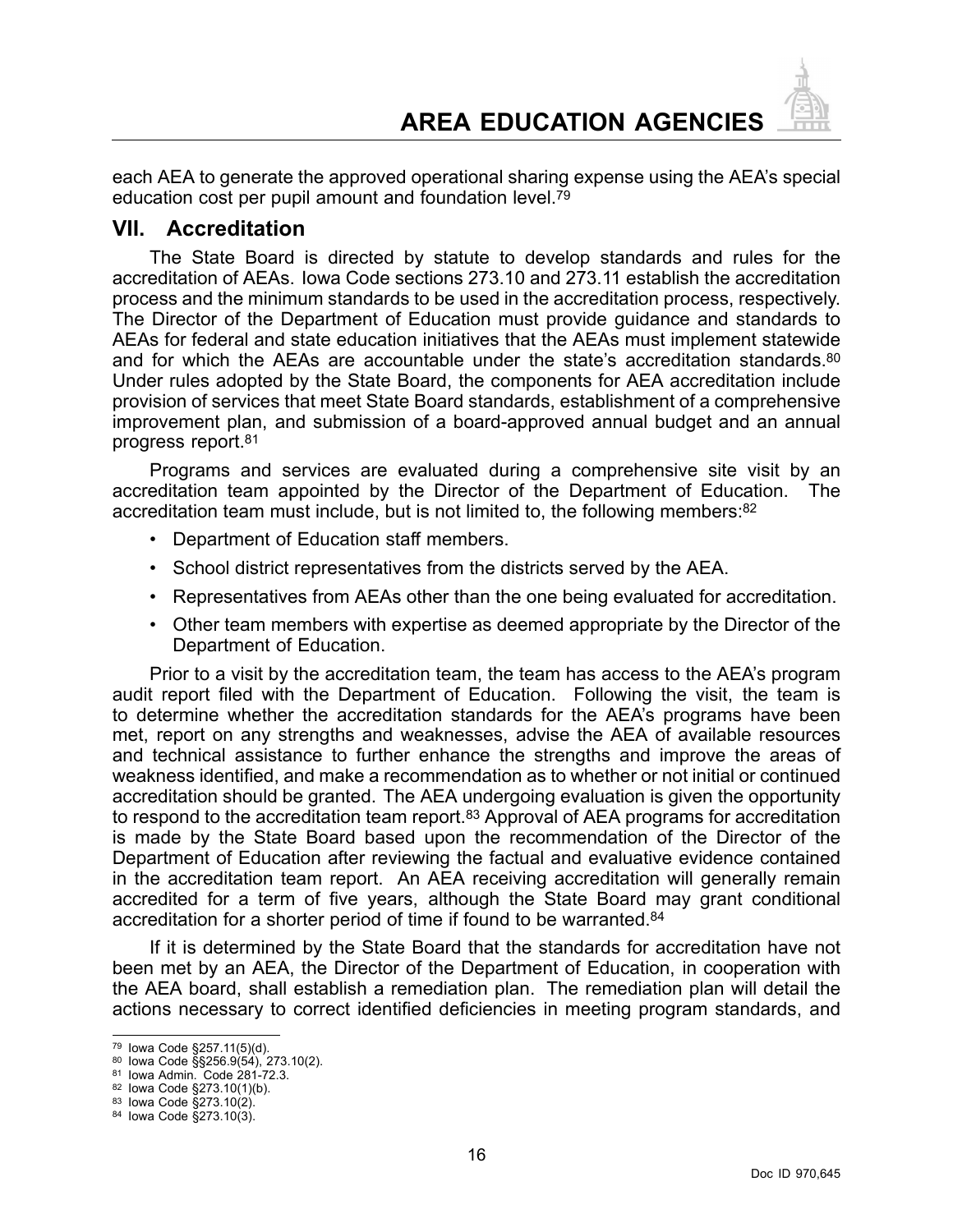each AEA to generate the approved operational sharing expense using the AEA's special education cost per pupil amount and foundation level.[79]

## VII. Accreditation

The State Board is directed by statute to develop standards and rules for the accreditation of AEAs. Iowa Code sections 273.10 and 273.11 establish the accreditation process and the minimum standards to be used in the accreditation process, respectively. The Director of the Department of Education must provide guidance and standards to AEAs for federal and state education initiatives that the AEAs must implement statewide and for which the AEAs are accountable under the state's accreditation standards.[80] Under rules adopted by the State Board, the components for AEA accreditation include provision of services that meet State Board standards, establishment of a comprehensive improvement plan, and submission of a board-approved annual budget and an annual progress report.[81]

Programs and services are evaluated during a comprehensive site visit by an accreditation team appointed by the Director of the Department of Education. The accreditation team must include, but is not limited to, the following members:[82]

- Department of Education staff members.
- School district representatives from the districts served by the AEA.
- Representatives from AEAs other than the one being evaluated for accreditation.
- Other team members with expertise as deemed appropriate by the Director of the Department of Education.

Prior to a visit by the accreditation team, the team has access to the AEA's program audit report filed with the Department of Education. Following the visit, the team is to determine whether the accreditation standards for the AEA's programs have been met, report on any strengths and weaknesses, advise the AEA of available resources and technical assistance to further enhance the strengths and improve the areas of weakness identified, and make a recommendation as to whether or not initial or continued accreditation should be granted. The AEA undergoing evaluation is given the opportunity to respond to the accreditation team report.[83] Approval of AEA programs for accreditation is made by the State Board based upon the recommendation of the Director of the Department of Education after reviewing the factual and evaluative evidence contained in the accreditation team report. An AEA receiving accreditation will generally remain accredited for a term of five years, although the State Board may grant conditional accreditation for a shorter period of time if found to be warranted.[84]

If it is determined by the State Board that the standards for accreditation have not been met by an AEA, the Director of the Department of Education, in cooperation with the AEA board, shall establish a remediation plan. The remediation plan will detail the actions necessary to correct identified deficiencies in meeting program standards, and

---

[79] Iowa Code §257.11(5)(d).
[80] Iowa Code §§256.9(54), 273.10(2).
[81] Iowa Admin. Code 281-72.3.
[82] Iowa Code §273.10(1)(b).
[83] Iowa Code §273.10(2).
[84] Iowa Code §273.10(3).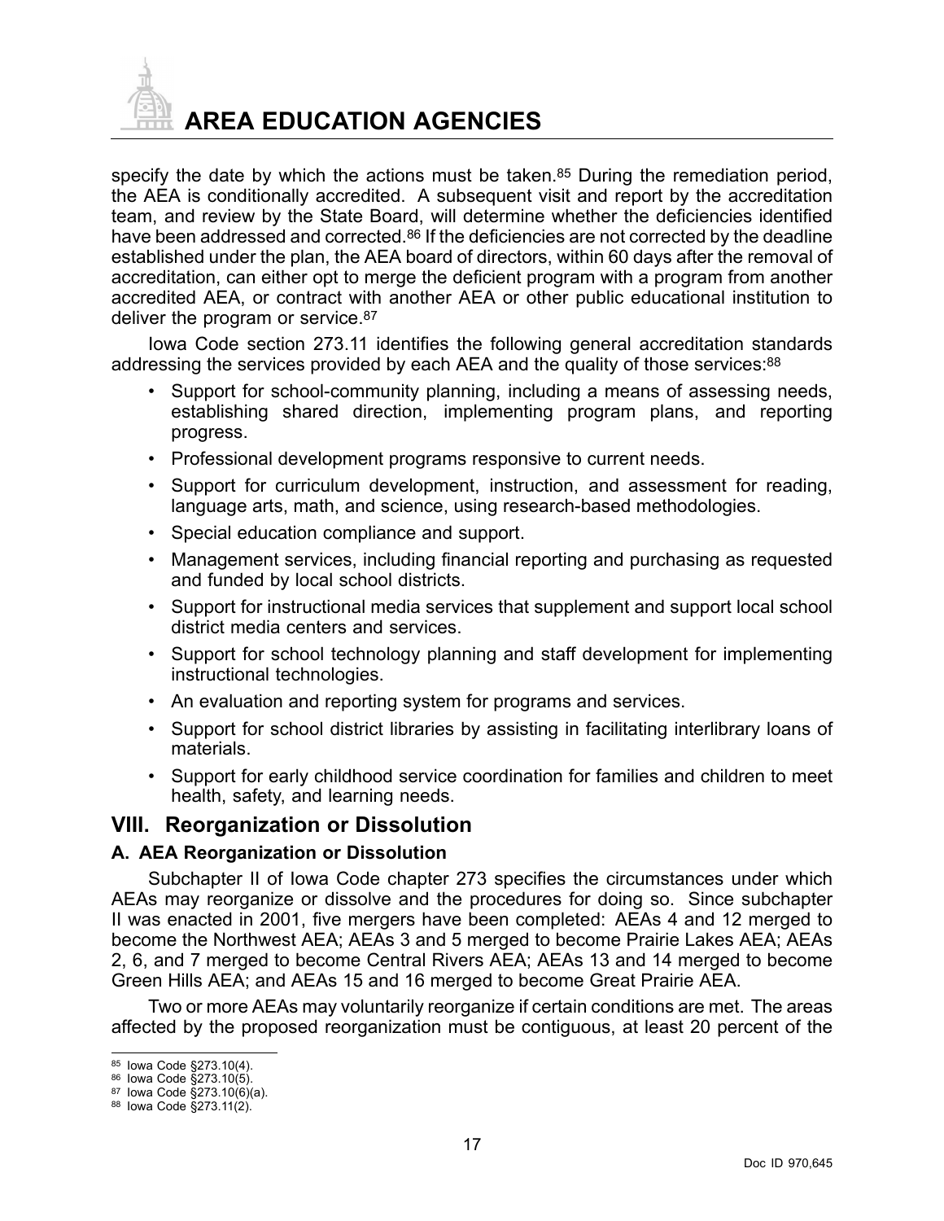specify the date by which the actions must be taken.[85] During the remediation period, the AEA is conditionally accredited. A subsequent visit and report by the accreditation team, and review by the State Board, will determine whether the deficiencies identified have been addressed and corrected.[86] If the deficiencies are not corrected by the deadline established under the plan, the AEA board of directors, within 60 days after the removal of accreditation, can either opt to merge the deficient program with a program from another accredited AEA, or contract with another AEA or other public educational institution to deliver the program or service.[87]

Iowa Code section 273.11 identifies the following general accreditation standards addressing the services provided by each AEA and the quality of those services:[88]

- Support for school-community planning, including a means of assessing needs, establishing shared direction, implementing program plans, and reporting progress.
- Professional development programs responsive to current needs.
- Support for curriculum development, instruction, and assessment for reading, language arts, math, and science, using research-based methodologies.
- Special education compliance and support.
- Management services, including financial reporting and purchasing as requested and funded by local school districts.
- Support for instructional media services that supplement and support local school district media centers and services.
- Support for school technology planning and staff development for implementing instructional technologies.
- An evaluation and reporting system for programs and services.
- Support for school district libraries by assisting in facilitating interlibrary loans of materials.
- Support for early childhood service coordination for families and children to meet health, safety, and learning needs.

## VIII. Reorganization or Dissolution

### A. AEA Reorganization or Dissolution

Subchapter II of Iowa Code chapter 273 specifies the circumstances under which AEAs may reorganize or dissolve and the procedures for doing so. Since subchapter II was enacted in 2001, five mergers have been completed: AEAs 4 and 12 merged to become the Northwest AEA; AEAs 3 and 5 merged to become Prairie Lakes AEA; AEAs 2, 6, and 7 merged to become Central Rivers AEA; AEAs 13 and 14 merged to become Green Hills AEA; and AEAs 15 and 16 merged to become Great Prairie AEA.

Two or more AEAs may voluntarily reorganize if certain conditions are met. The areas affected by the proposed reorganization must be contiguous, at least 20 percent of the

---

[85] Iowa Code §273.10(4).
[86] Iowa Code §273.10(5).
[87] Iowa Code §273.10(6)(a).
[88] Iowa Code §273.11(2).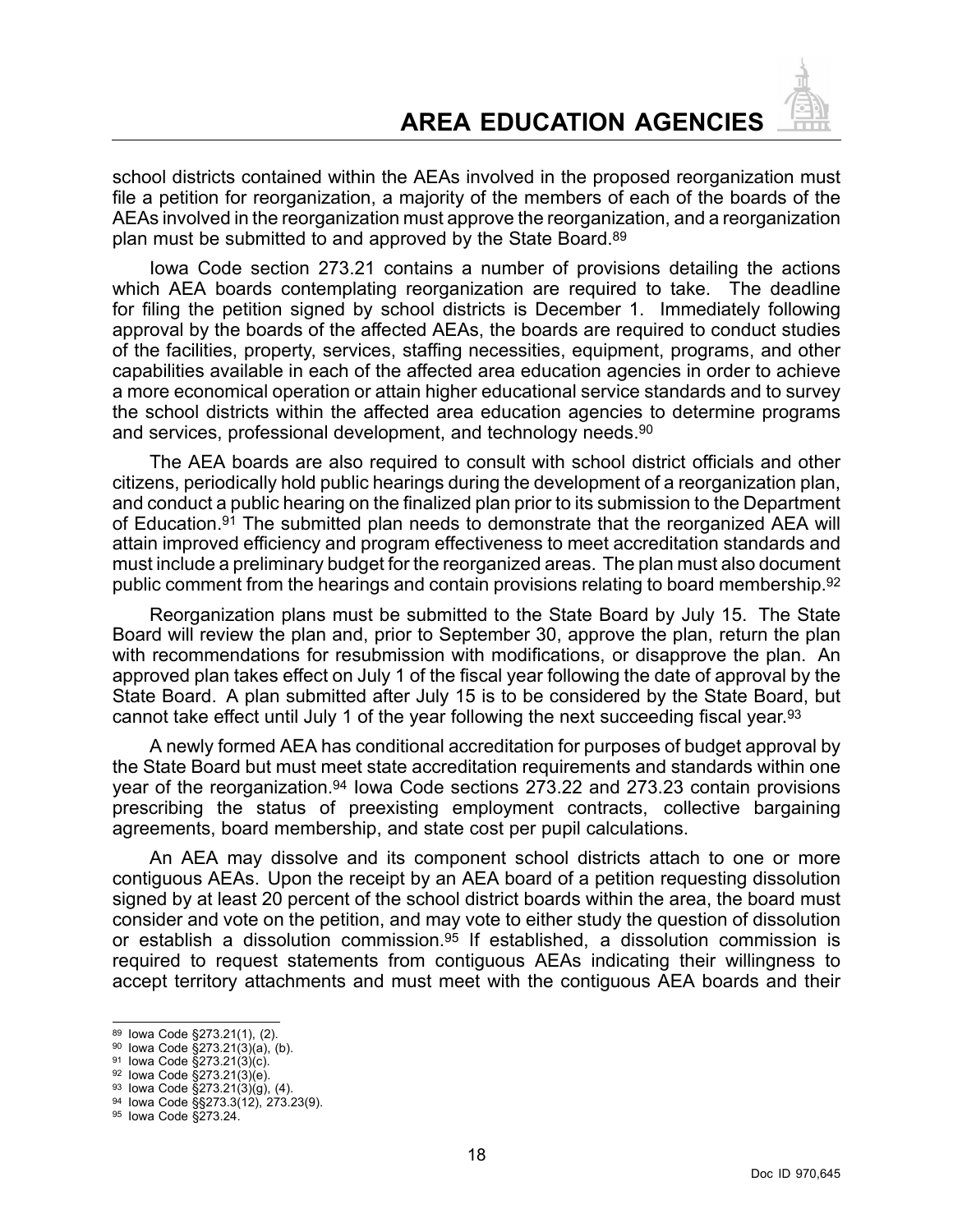school districts contained within the AEAs involved in the proposed reorganization must file a petition for reorganization, a majority of the members of each of the boards of the AEAs involved in the reorganization must approve the reorganization, and a reorganization plan must be submitted to and approved by the State Board.[89]

Iowa Code section 273.21 contains a number of provisions detailing the actions which AEA boards contemplating reorganization are required to take. The deadline for filing the petition signed by school districts is December 1. Immediately following approval by the boards of the affected AEAs, the boards are required to conduct studies of the facilities, property, services, staffing necessities, equipment, programs, and other capabilities available in each of the affected area education agencies in order to achieve a more economical operation or attain higher educational service standards and to survey the school districts within the affected area education agencies to determine programs and services, professional development, and technology needs.[90]

The AEA boards are also required to consult with school district officials and other citizens, periodically hold public hearings during the development of a reorganization plan, and conduct a public hearing on the finalized plan prior to its submission to the Department of Education.[91] The submitted plan needs to demonstrate that the reorganized AEA will attain improved efficiency and program effectiveness to meet accreditation standards and must include a preliminary budget for the reorganized areas. The plan must also document public comment from the hearings and contain provisions relating to board membership.[92]

Reorganization plans must be submitted to the State Board by July 15. The State Board will review the plan and, prior to September 30, approve the plan, return the plan with recommendations for resubmission with modifications, or disapprove the plan. An approved plan takes effect on July 1 of the fiscal year following the date of approval by the State Board. A plan submitted after July 15 is to be considered by the State Board, but cannot take effect until July 1 of the year following the next succeeding fiscal year.[93]

A newly formed AEA has conditional accreditation for purposes of budget approval by the State Board but must meet state accreditation requirements and standards within one year of the reorganization.[94] Iowa Code sections 273.22 and 273.23 contain provisions prescribing the status of preexisting employment contracts, collective bargaining agreements, board membership, and state cost per pupil calculations.

An AEA may dissolve and its component school districts attach to one or more contiguous AEAs. Upon the receipt by an AEA board of a petition requesting dissolution signed by at least 20 percent of the school district boards within the area, the board must consider and vote on the petition, and may vote to either study the question of dissolution or establish a dissolution commission.[95] If established, a dissolution commission is required to request statements from contiguous AEAs indicating their willingness to accept territory attachments and must meet with the contiguous AEA boards and their

---

[89] Iowa Code §273.21(1), (2).
[90] Iowa Code §273.21(3)(a), (b).
[91] Iowa Code §273.21(3)(c).
[92] Iowa Code §273.21(3)(e).
[93] Iowa Code §273.21(3)(g), (4).
[94] Iowa Code §§273.3(12), 273.23(9).
[95] Iowa Code §273.24.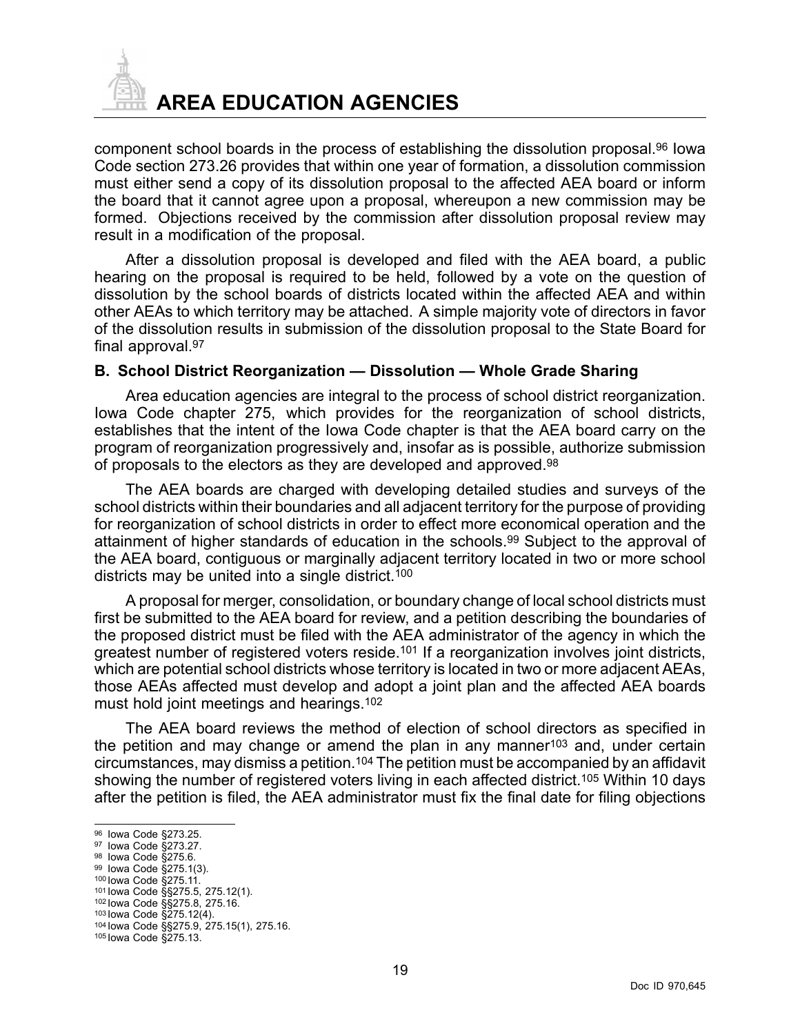component school boards in the process of establishing the dissolution proposal.[96] Iowa Code section 273.26 provides that within one year of formation, a dissolution commission must either send a copy of its dissolution proposal to the affected AEA board or inform the board that it cannot agree upon a proposal, whereupon a new commission may be formed. Objections received by the commission after dissolution proposal review may result in a modification of the proposal.

After a dissolution proposal is developed and filed with the AEA board, a public hearing on the proposal is required to be held, followed by a vote on the question of dissolution by the school boards of districts located within the affected AEA and within other AEAs to which territory may be attached. A simple majority vote of directors in favor of the dissolution results in submission of the dissolution proposal to the State Board for final approval.[97]

### B. School District Reorganization — Dissolution — Whole Grade Sharing

Area education agencies are integral to the process of school district reorganization. Iowa Code chapter 275, which provides for the reorganization of school districts, establishes that the intent of the Iowa Code chapter is that the AEA board carry on the program of reorganization progressively and, insofar as is possible, authorize submission of proposals to the electors as they are developed and approved.[98]

The AEA boards are charged with developing detailed studies and surveys of the school districts within their boundaries and all adjacent territory for the purpose of providing for reorganization of school districts in order to effect more economical operation and the attainment of higher standards of education in the schools.[99] Subject to the approval of the AEA board, contiguous or marginally adjacent territory located in two or more school districts may be united into a single district.[100]

A proposal for merger, consolidation, or boundary change of local school districts must first be submitted to the AEA board for review, and a petition describing the boundaries of the proposed district must be filed with the AEA administrator of the agency in which the greatest number of registered voters reside.[101] If a reorganization involves joint districts, which are potential school districts whose territory is located in two or more adjacent AEAs, those AEAs affected must develop and adopt a joint plan and the affected AEA boards must hold joint meetings and hearings.[102]

The AEA board reviews the method of election of school directors as specified in the petition and may change or amend the plan in any manner[103] and, under certain circumstances, may dismiss a petition.[104] The petition must be accompanied by an affidavit showing the number of registered voters living in each affected district.[105] Within 10 days after the petition is filed, the AEA administrator must fix the final date for filing objections

---

[96] Iowa Code §273.25.
[97] Iowa Code §273.27.
[98] Iowa Code §275.6.
[99] Iowa Code §275.1(3).
[100] Iowa Code §275.11.
[101] Iowa Code §§275.5, 275.12(1).
[102] Iowa Code §§275.8, 275.16.
[103] Iowa Code §275.12(4).
[104] Iowa Code §§275.9, 275.15(1), 275.16.
[105] Iowa Code §275.13.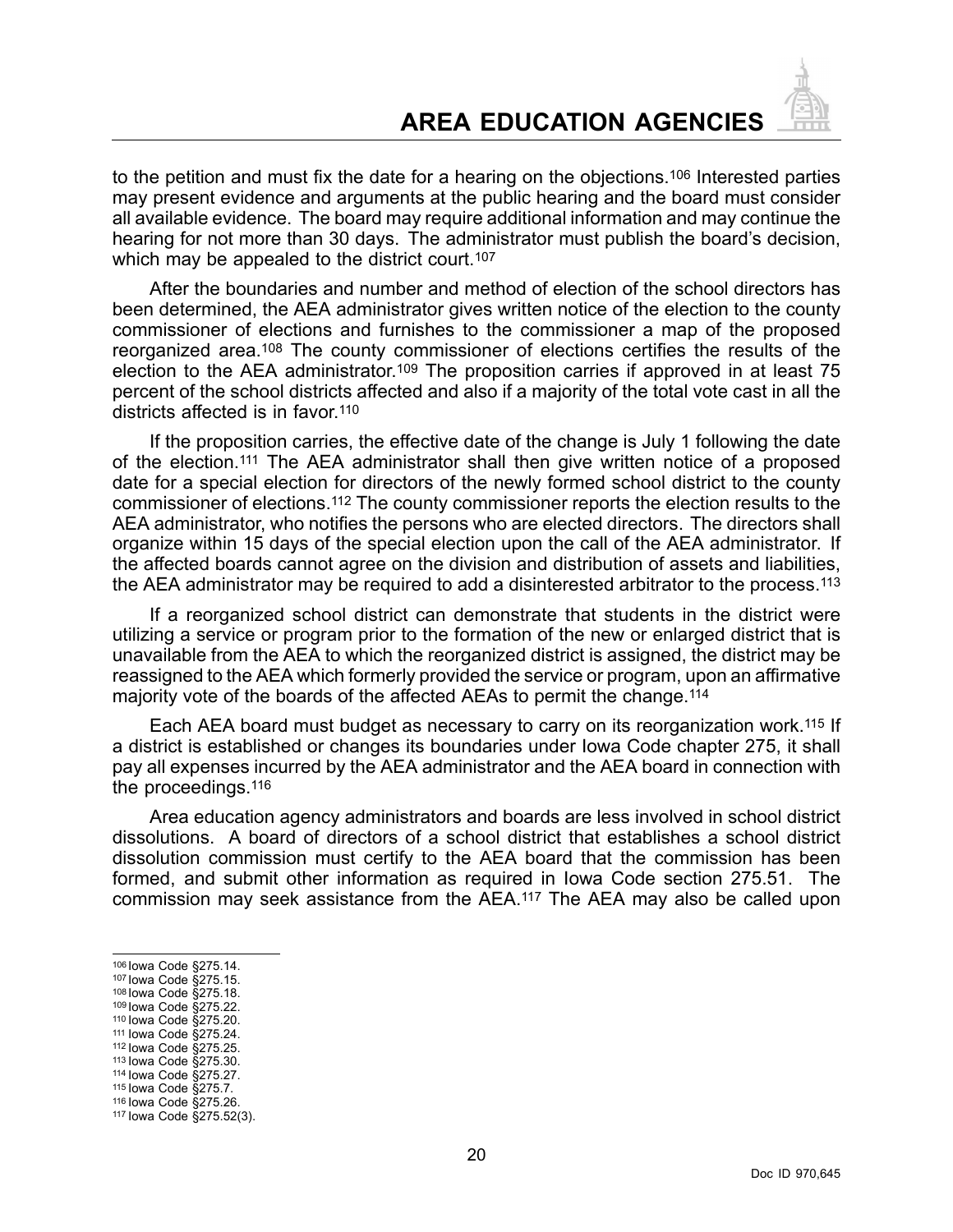to the petition and must fix the date for a hearing on the objections.[106] Interested parties may present evidence and arguments at the public hearing and the board must consider all available evidence. The board may require additional information and may continue the hearing for not more than 30 days. The administrator must publish the board's decision, which may be appealed to the district court.[107]

After the boundaries and number and method of election of the school directors has been determined, the AEA administrator gives written notice of the election to the county commissioner of elections and furnishes to the commissioner a map of the proposed reorganized area.[108] The county commissioner of elections certifies the results of the election to the AEA administrator.[109] The proposition carries if approved in at least 75 percent of the school districts affected and also if a majority of the total vote cast in all the districts affected is in favor.[110]

If the proposition carries, the effective date of the change is July 1 following the date of the election.[111] The AEA administrator shall then give written notice of a proposed date for a special election for directors of the newly formed school district to the county commissioner of elections.[112] The county commissioner reports the election results to the AEA administrator, who notifies the persons who are elected directors. The directors shall organize within 15 days of the special election upon the call of the AEA administrator. If the affected boards cannot agree on the division and distribution of assets and liabilities, the AEA administrator may be required to add a disinterested arbitrator to the process.[113]

If a reorganized school district can demonstrate that students in the district were utilizing a service or program prior to the formation of the new or enlarged district that is unavailable from the AEA to which the reorganized district is assigned, the district may be reassigned to the AEA which formerly provided the service or program, upon an affirmative majority vote of the boards of the affected AEAs to permit the change.[114]

Each AEA board must budget as necessary to carry on its reorganization work.[115] If a district is established or changes its boundaries under Iowa Code chapter 275, it shall pay all expenses incurred by the AEA administrator and the AEA board in connection with the proceedings.[116]

Area education agency administrators and boards are less involved in school district dissolutions. A board of directors of a school district that establishes a school district dissolution commission must certify to the AEA board that the commission has been formed, and submit other information as required in Iowa Code section 275.51. The commission may seek assistance from the AEA.[117] The AEA may also be called upon

[106] Iowa Code §275.14.
[107] Iowa Code §275.15.
[108] Iowa Code §275.18.
[109] Iowa Code §275.22.
[110] Iowa Code §275.20.
[111] Iowa Code §275.24.
[112] Iowa Code §275.25.
[113] Iowa Code §275.30.
[114] Iowa Code §275.27.
[115] Iowa Code §275.7.
[116] Iowa Code §275.26.
[117] Iowa Code §275.52(3).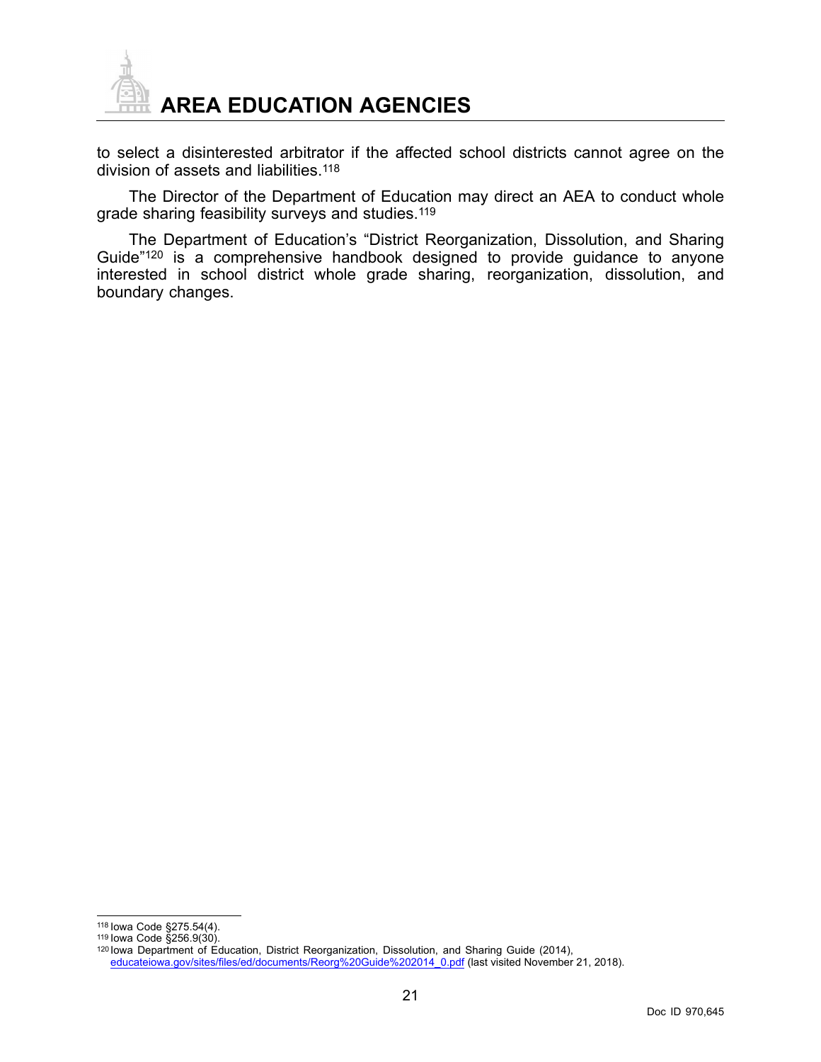to select a disinterested arbitrator if the affected school districts cannot agree on the division of assets and liabilities.[118]

The Director of the Department of Education may direct an AEA to conduct whole grade sharing feasibility surveys and studies.[119]

The Department of Education's "District Reorganization, Dissolution, and Sharing Guide"[120] is a comprehensive handbook designed to provide guidance to anyone interested in school district whole grade sharing, reorganization, dissolution, and boundary changes.

---

[118] Iowa Code §275.54(4).

[119] Iowa Code §256.9(30).

[120] Iowa Department of Education, District Reorganization, Dissolution, and Sharing Guide (2014), educateiowa.gov/sites/files/ed/documents/Reorg%20Guide%202014_0.pdf (last visited November 21, 2018).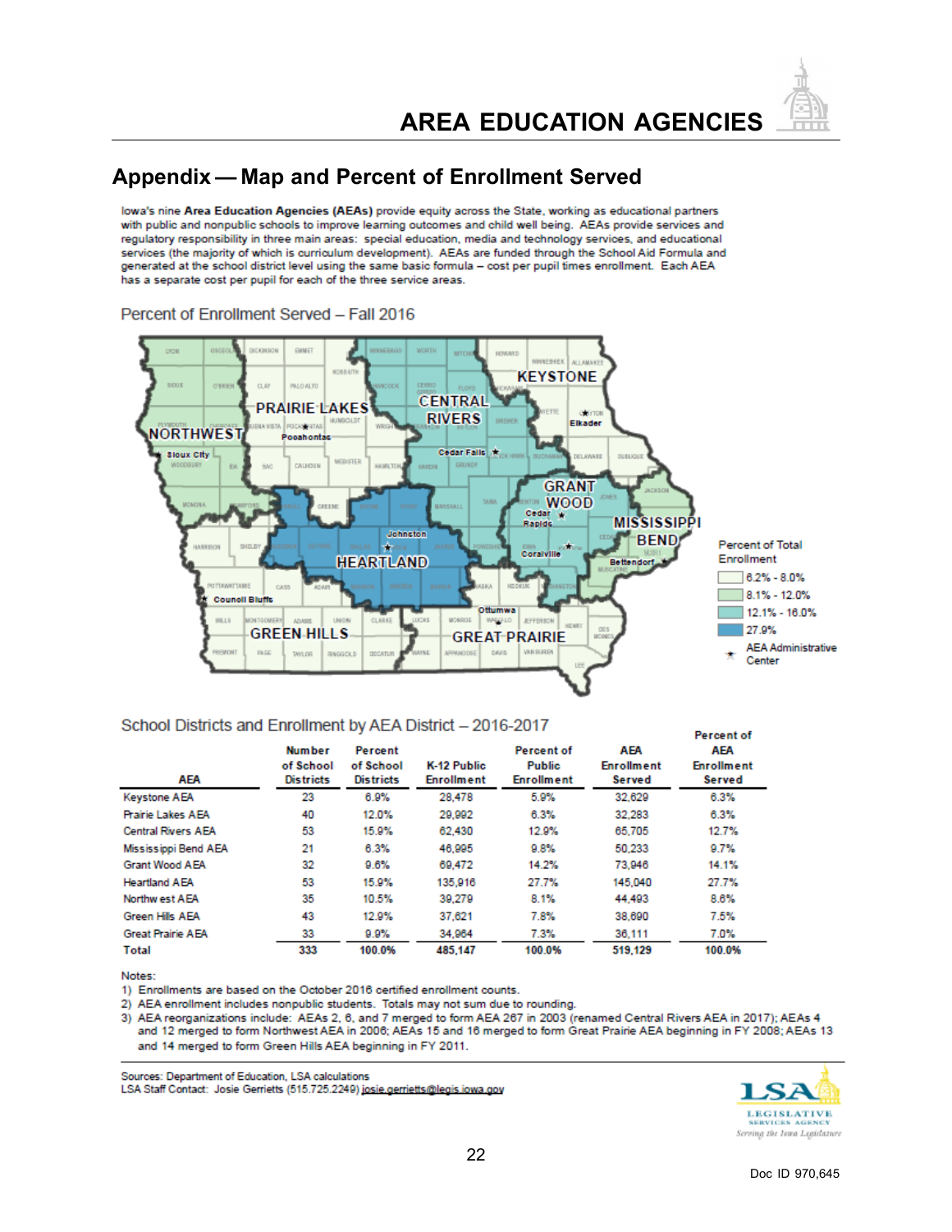# AREA EDUCATION AGENCIES

## Appendix — Map and Percent of Enrollment Served

Iowa's nine **Area Education Agencies (AEAs)** provide equity across the State, working as educational partners with public and nonpublic schools to improve learning outcomes and child well being. AEAs provide services and regulatory responsibility in three main areas: special education, media and technology services, and educational services (the majority of which is curriculum development). AEAs are funded through the School Aid Formula and generated at the school district level using the same basic formula – cost per pupil times enrollment. Each AEA has a separate cost per pupil for each of the three service areas.

Percent of Enrollment Served – Fall 2016

KEYSTONE
Elkader
PRAIRIE LAKES
Pocahontas
CENTRAL RIVERS
NORTHWEST
Sioux City
Cedar Falls
GRANT WOOD
Cedar Rapids
MISSISSIPPI BEND
Johnston
Coralville
Bettendorf
HEARTLAND
Council Bluffs
Ottumwa
GREEN HILLS
GREAT PRAIRIE

Percent of Total Enrollment
6.2% - 8.0%
8.1% - 12.0%
12.1% - 16.0%
27.9%
★ AEA Administrative Center

School Districts and Enrollment by AEA District – 2016-2017

| AEA | Number of School Districts | Percent of School Districts | K-12 Public Enrollment | Percent of Public Enrollment | AEA Enrollment Served | Percent of AEA Enrollment Served |
|---|---|---|---|---|---|---|
| Keystone AEA | 23 | 6.9% | 28,478 | 5.9% | 32,629 | 6.3% |
| Prairie Lakes AEA | 40 | 12.0% | 29,992 | 6.3% | 32,283 | 6.3% |
| Central Rivers AEA | 53 | 15.9% | 62,430 | 12.9% | 65,705 | 12.7% |
| Mississippi Bend AEA | 21 | 6.3% | 46,995 | 9.8% | 50,233 | 9.7% |
| Grant Wood AEA | 32 | 9.6% | 69,472 | 14.2% | 73,946 | 14.1% |
| Heartland AEA | 53 | 15.9% | 135,916 | 27.7% | 145,040 | 27.7% |
| Northwest AEA | 35 | 10.5% | 39,279 | 8.1% | 44,493 | 8.6% |
| Green Hills AEA | 43 | 12.9% | 37,621 | 7.8% | 38,690 | 7.5% |
| Great Prairie AEA | 33 | 9.9% | 34,964 | 7.3% | 36,111 | 7.0% |
| **Total** | **333** | **100.0%** | **485,147** | **100.0%** | **519,129** | **100.0%** |

Notes:
1) Enrollments are based on the October 2016 certified enrollment counts.
2) AEA enrollment includes nonpublic students. Totals may not sum due to rounding.
3) AEA reorganizations include: AEAs 2, 6, and 7 merged to form AEA 267 in 2003 (renamed Central Rivers AEA in 2017); AEAs 4 and 12 merged to form Northwest AEA in 2006; AEAs 15 and 16 merged to form Great Prairie AEA beginning in FY 2008; AEAs 13 and 14 merged to form Green Hills AEA beginning in FY 2011.

Sources: Department of Education, LSA calculations
LSA Staff Contact: Josie Gerrietts (515.725.2249) josie.gerrietts@legis.iowa.gov

Doc ID 970,645